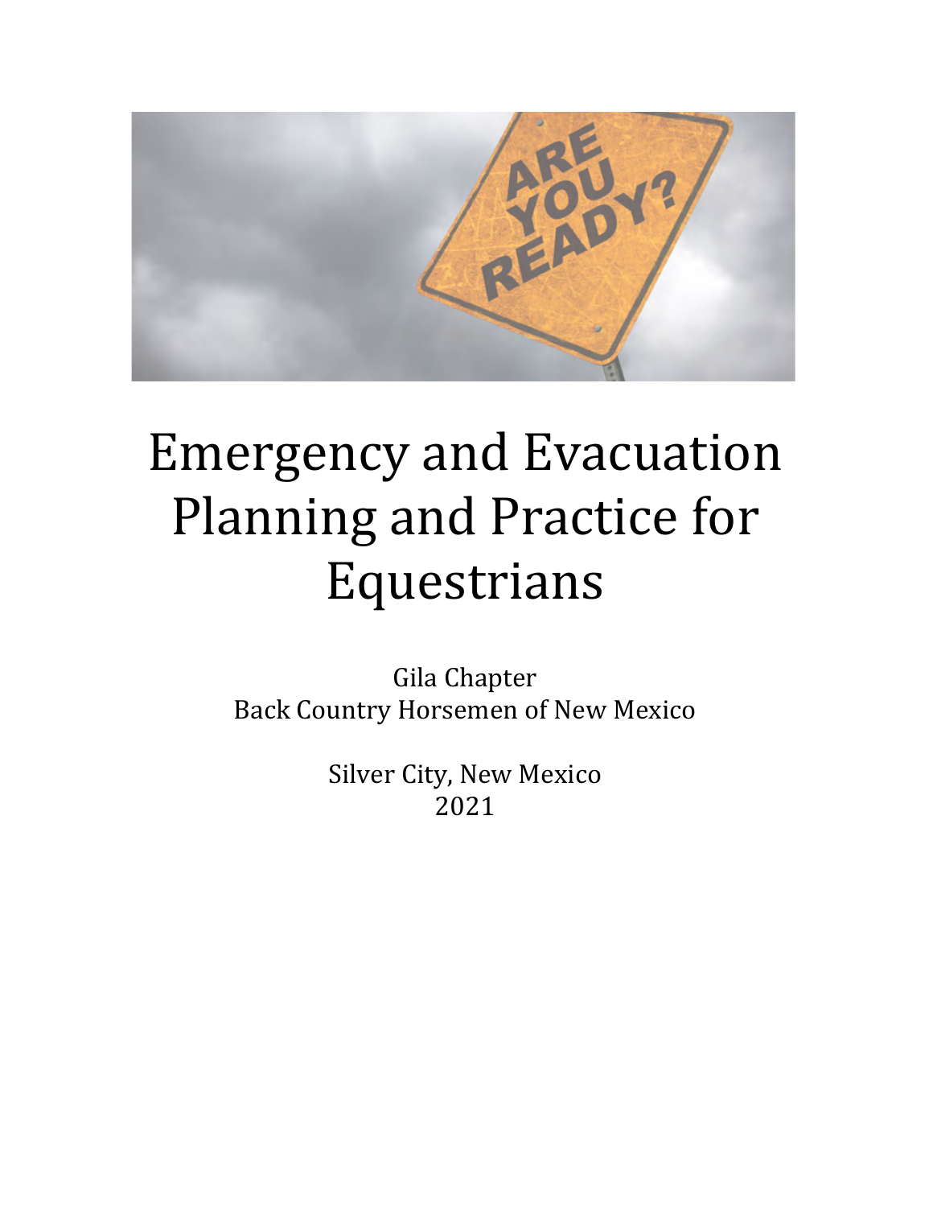# Emergency and Evacuation Planning and Practice for Equestrians

Gila Chapter
Back Country Horsemen of New Mexico

Silver City, New Mexico
2021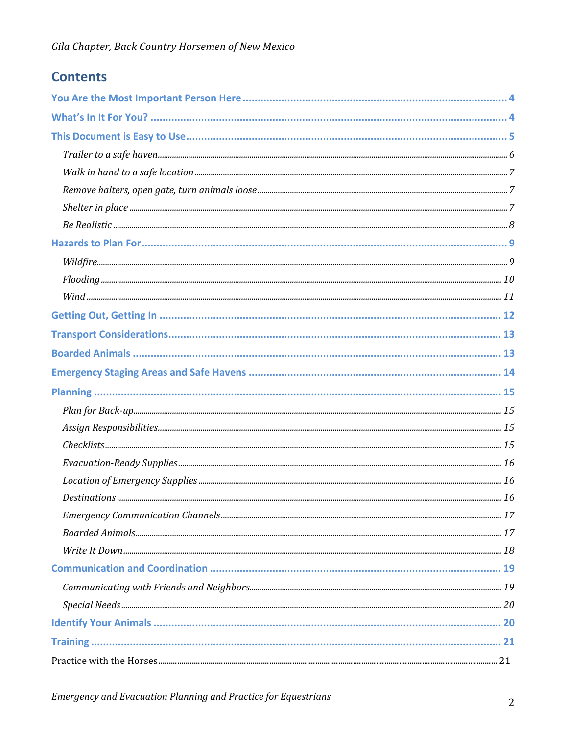# Contents

**You Are the Most Important Person Here** .......... 4

**What's In It For You?** .......... 4

**This Document is Easy to Use** .......... 5

- *Trailer to a safe haven* .......... 6
- *Walk in hand to a safe location* .......... 7
- *Remove halters, open gate, turn animals loose* .......... 7
- *Shelter in place* .......... 7
- *Be Realistic* .......... 8

**Hazards to Plan For** .......... 9

- *Wildfire* .......... 9
- *Flooding* .......... 10
- *Wind* .......... 11

**Getting Out, Getting In** .......... 12

**Transport Considerations** .......... 13

**Boarded Animals** .......... 13

**Emergency Staging Areas and Safe Havens** .......... 14

**Planning** .......... 15

- *Plan for Back-up* .......... 15
- *Assign Responsibilities* .......... 15
- *Checklists* .......... 15
- *Evacuation-Ready Supplies* .......... 16
- *Location of Emergency Supplies* .......... 16
- *Destinations* .......... 16
- *Emergency Communication Channels* .......... 17
- *Boarded Animals* .......... 17
- *Write It Down* .......... 18

**Communication and Coordination** .......... 19

- *Communicating with Friends and Neighbors* .......... 19
- *Special Needs* .......... 20

**Identify Your Animals** .......... 20

**Training** .......... 21

Practice with the Horses .......... 21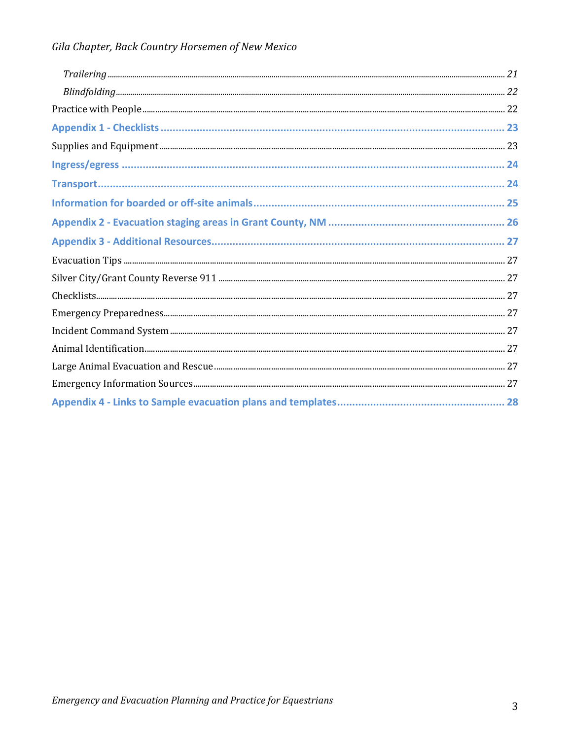*Trailering* ........................................................................................................ 21

*Blindfolding* ...................................................................................................... 22

Practice with People ............................................................................................. 22

**Appendix 1 - Checklists** ...................................................................................... 23

Supplies and Equipment ........................................................................................ 23

**Ingress/egress** ................................................................................................... 24

**Transport** ......................................................................................................... 24

**Information for boarded or off-site animals** ....................................................... 25

**Appendix 2 - Evacuation staging areas in Grant County, NM** ................................. 26

**Appendix 3 - Additional Resources** ..................................................................... 27

Evacuation Tips ..................................................................................................... 27

Silver City/Grant County Reverse 911 ..................................................................... 27

Checklists ............................................................................................................. 27

Emergency Preparedness ........................................................................................ 27

Incident Command System ..................................................................................... 27

Animal Identification ............................................................................................. 27

Large Animal Evacuation and Rescue ...................................................................... 27

Emergency Information Sources .............................................................................. 27

**Appendix 4 - Links to Sample evacuation plans and templates** ............................... 28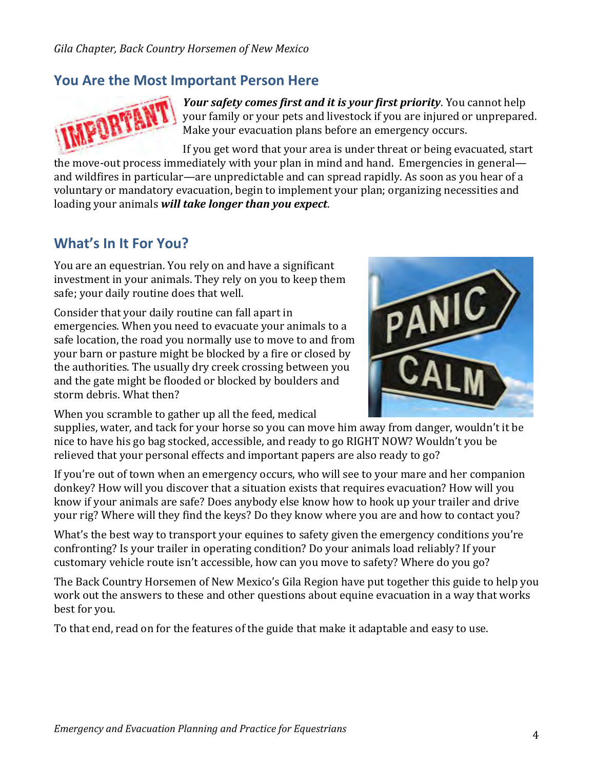## You Are the Most Important Person Here

***Your safety comes first and it is your first priority***. You cannot help your family or your pets and livestock if you are injured or unprepared. Make your evacuation plans before an emergency occurs.

If you get word that your area is under threat or being evacuated, start the move-out process immediately with your plan in mind and hand. Emergencies in general—and wildfires in particular—are unpredictable and can spread rapidly. As soon as you hear of a voluntary or mandatory evacuation, begin to implement your plan; organizing necessities and loading your animals ***will take longer than you expect***.

## What's In It For You?

You are an equestrian. You rely on and have a significant investment in your animals. They rely on you to keep them safe; your daily routine does that well.

Consider that your daily routine can fall apart in emergencies. When you need to evacuate your animals to a safe location, the road you normally use to move to and from your barn or pasture might be blocked by a fire or closed by the authorities. The usually dry creek crossing between you and the gate might be flooded or blocked by boulders and storm debris. What then?

When you scramble to gather up all the feed, medical supplies, water, and tack for your horse so you can move him away from danger, wouldn't it be nice to have his go bag stocked, accessible, and ready to go RIGHT NOW? Wouldn't you be relieved that your personal effects and important papers are also ready to go?

If you're out of town when an emergency occurs, who will see to your mare and her companion donkey? How will you discover that a situation exists that requires evacuation? How will you know if your animals are safe? Does anybody else know how to hook up your trailer and drive your rig? Where will they find the keys? Do they know where you are and how to contact you?

What's the best way to transport your equines to safety given the emergency conditions you're confronting? Is your trailer in operating condition? Do your animals load reliably? If your customary vehicle route isn't accessible, how can you move to safety? Where do you go?

The Back Country Horsemen of New Mexico's Gila Region have put together this guide to help you work out the answers to these and other questions about equine evacuation in a way that works best for you.

To that end, read on for the features of the guide that make it adaptable and easy to use.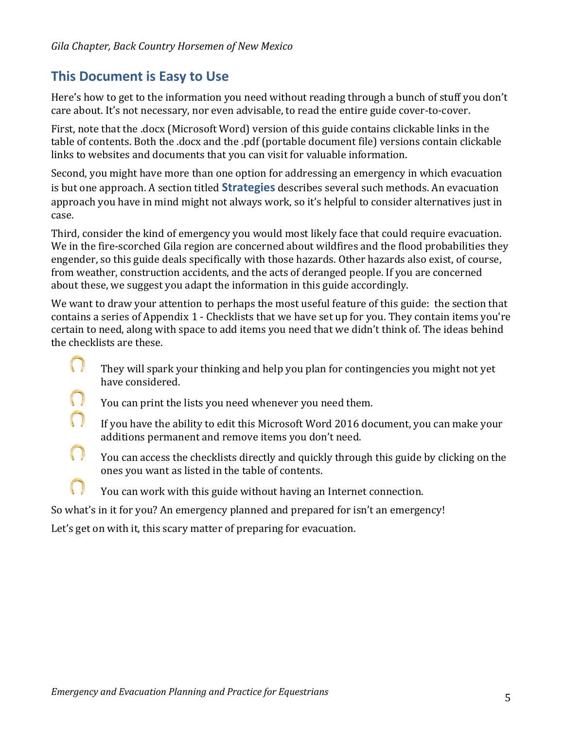## This Document is Easy to Use

Here's how to get to the information you need without reading through a bunch of stuff you don't care about. It's not necessary, nor even advisable, to read the entire guide cover-to-cover.

First, note that the .docx (Microsoft Word) version of this guide contains clickable links in the table of contents. Both the .docx and the .pdf (portable document file) versions contain clickable links to websites and documents that you can visit for valuable information.

Second, you might have more than one option for addressing an emergency in which evacuation is but one approach. A section titled **Strategies** describes several such methods. An evacuation approach you have in mind might not always work, so it's helpful to consider alternatives just in case.

Third, consider the kind of emergency you would most likely face that could require evacuation. We in the fire-scorched Gila region are concerned about wildfires and the flood probabilities they engender, so this guide deals specifically with those hazards. Other hazards also exist, of course, from weather, construction accidents, and the acts of deranged people. If you are concerned about these, we suggest you adapt the information in this guide accordingly.

We want to draw your attention to perhaps the most useful feature of this guide: the section that contains a series of Appendix 1 - Checklists that we have set up for you. They contain items you're certain to need, along with space to add items you need that we didn't think of. The ideas behind the checklists are these.

- They will spark your thinking and help you plan for contingencies you might not yet have considered.
- You can print the lists you need whenever you need them.
- If you have the ability to edit this Microsoft Word 2016 document, you can make your additions permanent and remove items you don't need.
- You can access the checklists directly and quickly through this guide by clicking on the ones you want as listed in the table of contents.
- You can work with this guide without having an Internet connection.

So what's in it for you? An emergency planned and prepared for isn't an emergency!

Let's get on with it, this scary matter of preparing for evacuation.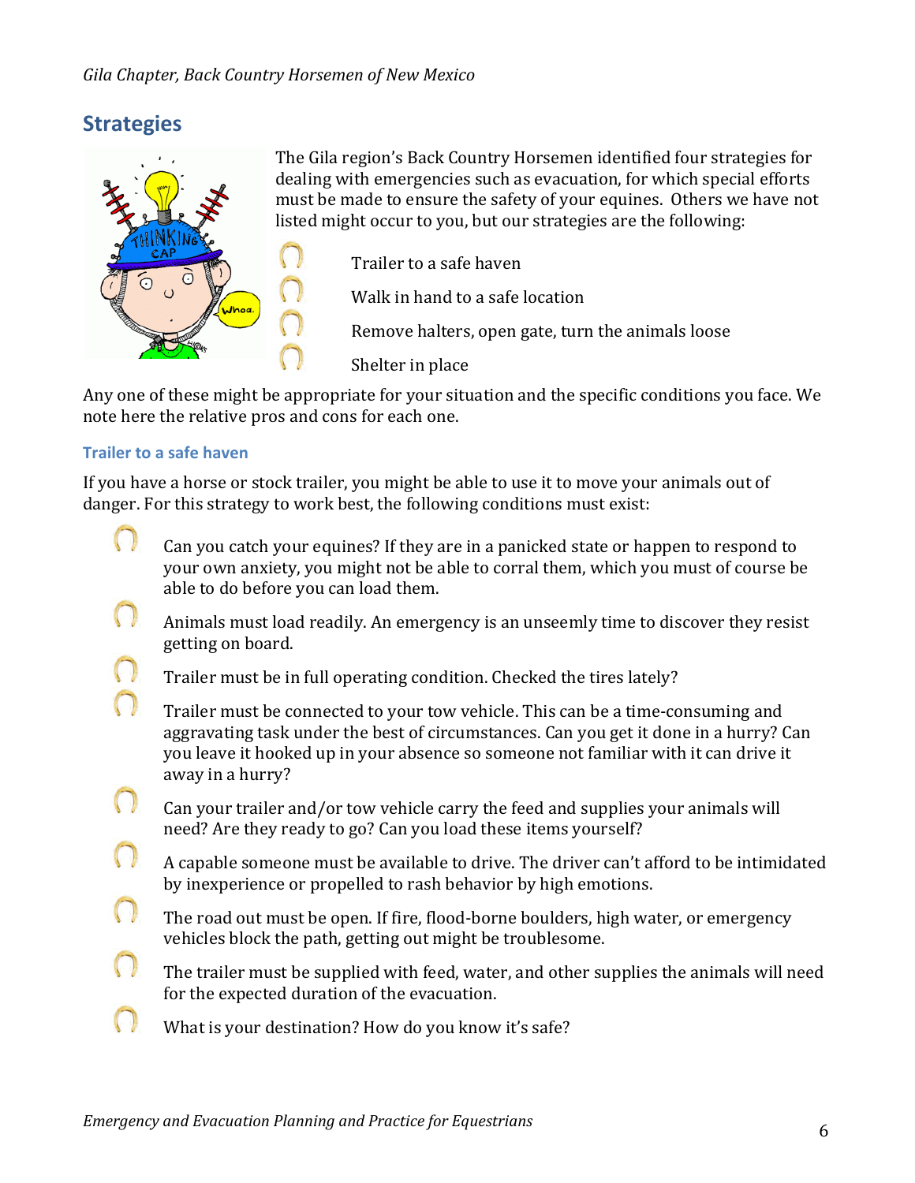## Strategies

The Gila region's Back Country Horsemen identified four strategies for dealing with emergencies such as evacuation, for which special efforts must be made to ensure the safety of your equines. Others we have not listed might occur to you, but our strategies are the following:

- Trailer to a safe haven
- Walk in hand to a safe location
- Remove halters, open gate, turn the animals loose
- Shelter in place

Any one of these might be appropriate for your situation and the specific conditions you face. We note here the relative pros and cons for each one.

### Trailer to a safe haven

If you have a horse or stock trailer, you might be able to use it to move your animals out of danger. For this strategy to work best, the following conditions must exist:

- Can you catch your equines? If they are in a panicked state or happen to respond to your own anxiety, you might not be able to corral them, which you must of course be able to do before you can load them.
- Animals must load readily. An emergency is an unseemly time to discover they resist getting on board.
- Trailer must be in full operating condition. Checked the tires lately?
- Trailer must be connected to your tow vehicle. This can be a time-consuming and aggravating task under the best of circumstances. Can you get it done in a hurry? Can you leave it hooked up in your absence so someone not familiar with it can drive it away in a hurry?
- Can your trailer and/or tow vehicle carry the feed and supplies your animals will need? Are they ready to go? Can you load these items yourself?
- A capable someone must be available to drive. The driver can't afford to be intimidated by inexperience or propelled to rash behavior by high emotions.
- The road out must be open. If fire, flood-borne boulders, high water, or emergency vehicles block the path, getting out might be troublesome.
- The trailer must be supplied with feed, water, and other supplies the animals will need for the expected duration of the evacuation.
- What is your destination? How do you know it's safe?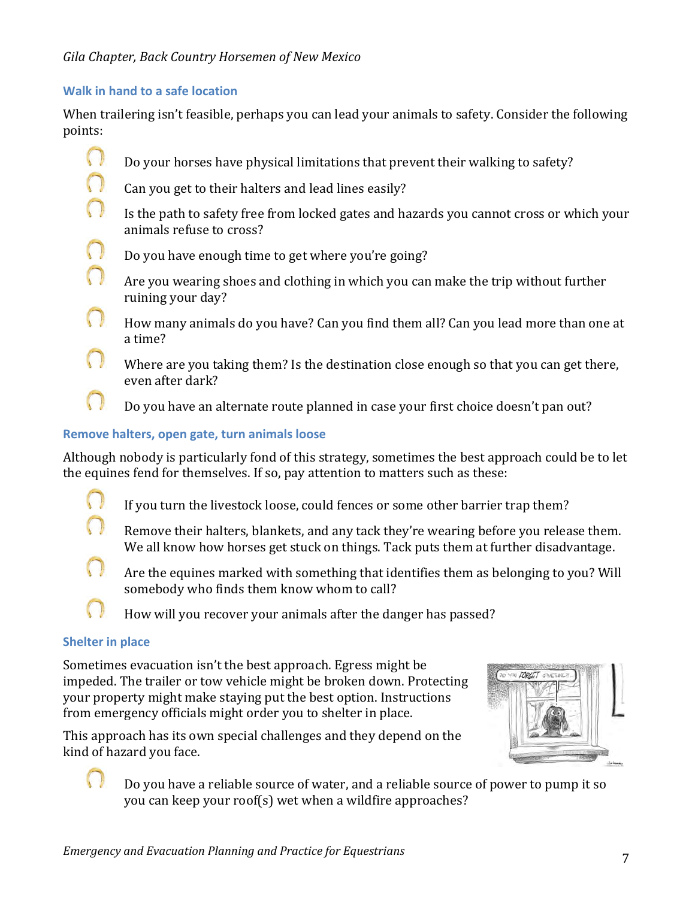### Walk in hand to a safe location

When trailering isn't feasible, perhaps you can lead your animals to safety. Consider the following points:

- Do your horses have physical limitations that prevent their walking to safety?
- Can you get to their halters and lead lines easily?
- Is the path to safety free from locked gates and hazards you cannot cross or which your animals refuse to cross?
- Do you have enough time to get where you're going?
- Are you wearing shoes and clothing in which you can make the trip without further ruining your day?
- How many animals do you have? Can you find them all? Can you lead more than one at a time?
- Where are you taking them? Is the destination close enough so that you can get there, even after dark?
- Do you have an alternate route planned in case your first choice doesn't pan out?

### Remove halters, open gate, turn animals loose

Although nobody is particularly fond of this strategy, sometimes the best approach could be to let the equines fend for themselves. If so, pay attention to matters such as these:

- If you turn the livestock loose, could fences or some other barrier trap them?
- Remove their halters, blankets, and any tack they're wearing before you release them. We all know how horses get stuck on things. Tack puts them at further disadvantage.
- Are the equines marked with something that identifies them as belonging to you? Will somebody who finds them know whom to call?
- How will you recover your animals after the danger has passed?

### Shelter in place

Sometimes evacuation isn't the best approach. Egress might be impeded. The trailer or tow vehicle might be broken down. Protecting your property might make staying put the best option. Instructions from emergency officials might order you to shelter in place.

This approach has its own special challenges and they depend on the kind of hazard you face.

- Do you have a reliable source of water, and a reliable source of power to pump it so you can keep your roof(s) wet when a wildfire approaches?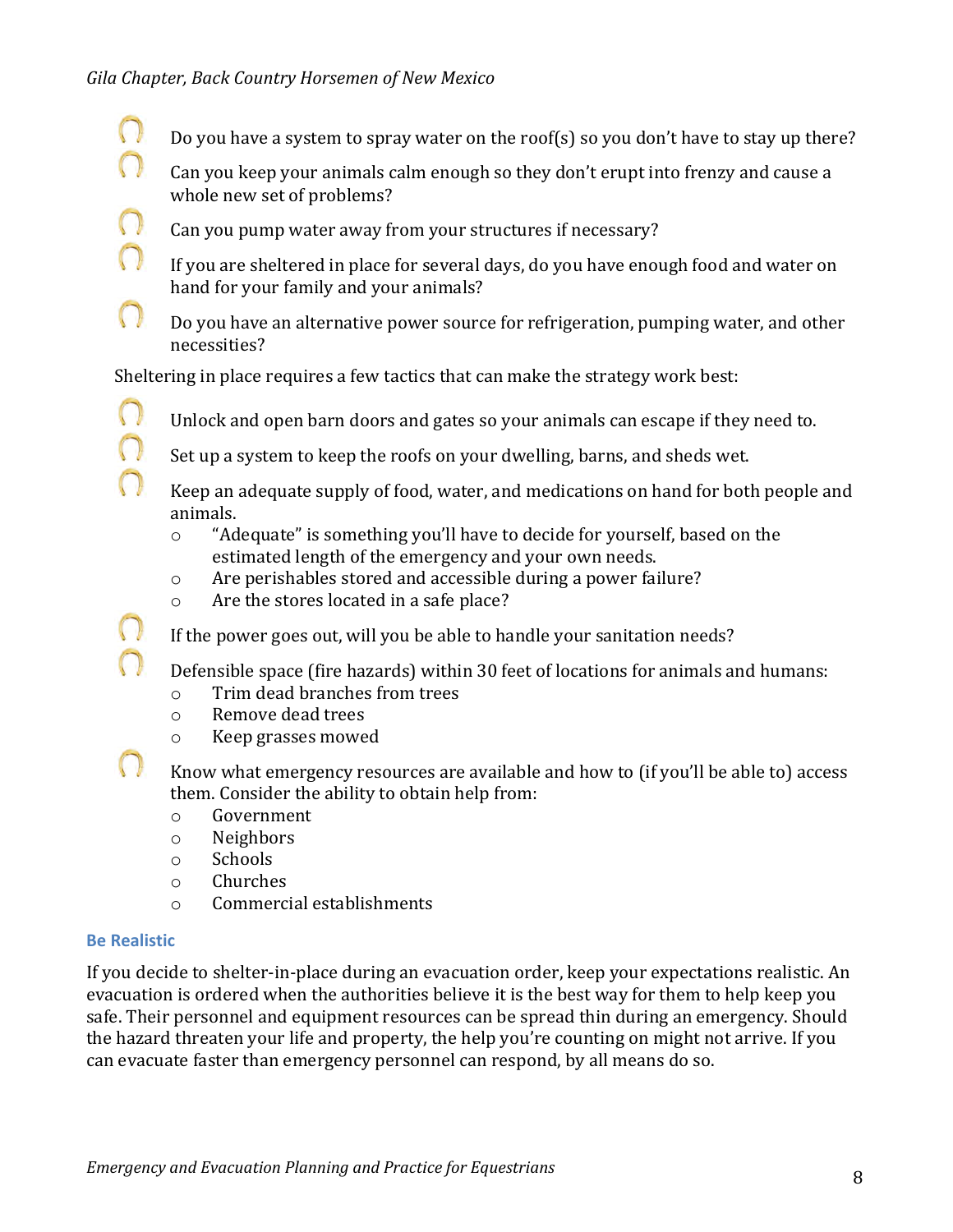- Do you have a system to spray water on the roof(s) so you don't have to stay up there?
- Can you keep your animals calm enough so they don't erupt into frenzy and cause a whole new set of problems?
- Can you pump water away from your structures if necessary?
- If you are sheltered in place for several days, do you have enough food and water on hand for your family and your animals?
- Do you have an alternative power source for refrigeration, pumping water, and other necessities?

Sheltering in place requires a few tactics that can make the strategy work best:

- Unlock and open barn doors and gates so your animals can escape if they need to.
- Set up a system to keep the roofs on your dwelling, barns, and sheds wet.
- Keep an adequate supply of food, water, and medications on hand for both people and animals.
  - "Adequate" is something you'll have to decide for yourself, based on the estimated length of the emergency and your own needs.
  - Are perishables stored and accessible during a power failure?
  - Are the stores located in a safe place?
- If the power goes out, will you be able to handle your sanitation needs?
- Defensible space (fire hazards) within 30 feet of locations for animals and humans:
  - Trim dead branches from trees
  - Remove dead trees
  - Keep grasses mowed
- Know what emergency resources are available and how to (if you'll be able to) access them. Consider the ability to obtain help from:
  - Government
  - Neighbors
  - Schools
  - Churches
  - Commercial establishments

### Be Realistic

If you decide to shelter-in-place during an evacuation order, keep your expectations realistic. An evacuation is ordered when the authorities believe it is the best way for them to help keep you safe. Their personnel and equipment resources can be spread thin during an emergency. Should the hazard threaten your life and property, the help you're counting on might not arrive. If you can evacuate faster than emergency personnel can respond, by all means do so.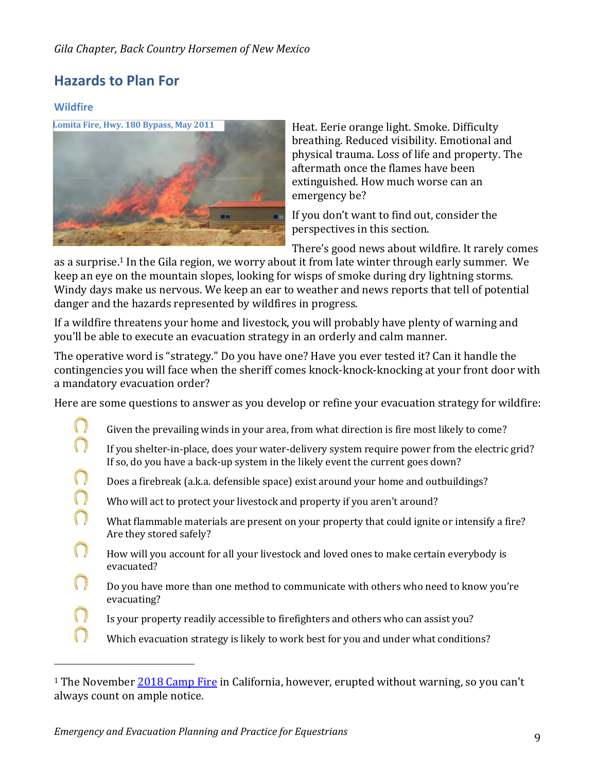## Hazards to Plan For

### Wildfire

Lomita Fire, Hwy. 180 Bypass, May 2011

Heat. Eerie orange light. Smoke. Difficulty breathing. Reduced visibility. Emotional and physical trauma. Loss of life and property. The aftermath once the flames have been extinguished. How much worse can an emergency be?

If you don't want to find out, consider the perspectives in this section.

There's good news about wildfire. It rarely comes as a surprise.[1] In the Gila region, we worry about it from late winter through early summer. We keep an eye on the mountain slopes, looking for wisps of smoke during dry lightning storms. Windy days make us nervous. We keep an ear to weather and news reports that tell of potential danger and the hazards represented by wildfires in progress.

If a wildfire threatens your home and livestock, you will probably have plenty of warning and you'll be able to execute an evacuation strategy in an orderly and calm manner.

The operative word is "strategy." Do you have one? Have you ever tested it? Can it handle the contingencies you will face when the sheriff comes knock-knock-knocking at your front door with a mandatory evacuation order?

Here are some questions to answer as you develop or refine your evacuation strategy for wildfire:

- Given the prevailing winds in your area, from what direction is fire most likely to come?
- If you shelter-in-place, does your water-delivery system require power from the electric grid? If so, do you have a back-up system in the likely event the current goes down?
- Does a firebreak (a.k.a. defensible space) exist around your home and outbuildings?
- Who will act to protect your livestock and property if you aren't around?
- What flammable materials are present on your property that could ignite or intensify a fire? Are they stored safely?
- How will you account for all your livestock and loved ones to make certain everybody is evacuated?
- Do you have more than one method to communicate with others who need to know you're evacuating?
- Is your property readily accessible to firefighters and others who can assist you?
- Which evacuation strategy is likely to work best for you and under what conditions?

---

[1] The November 2018 Camp Fire in California, however, erupted without warning, so you can't always count on ample notice.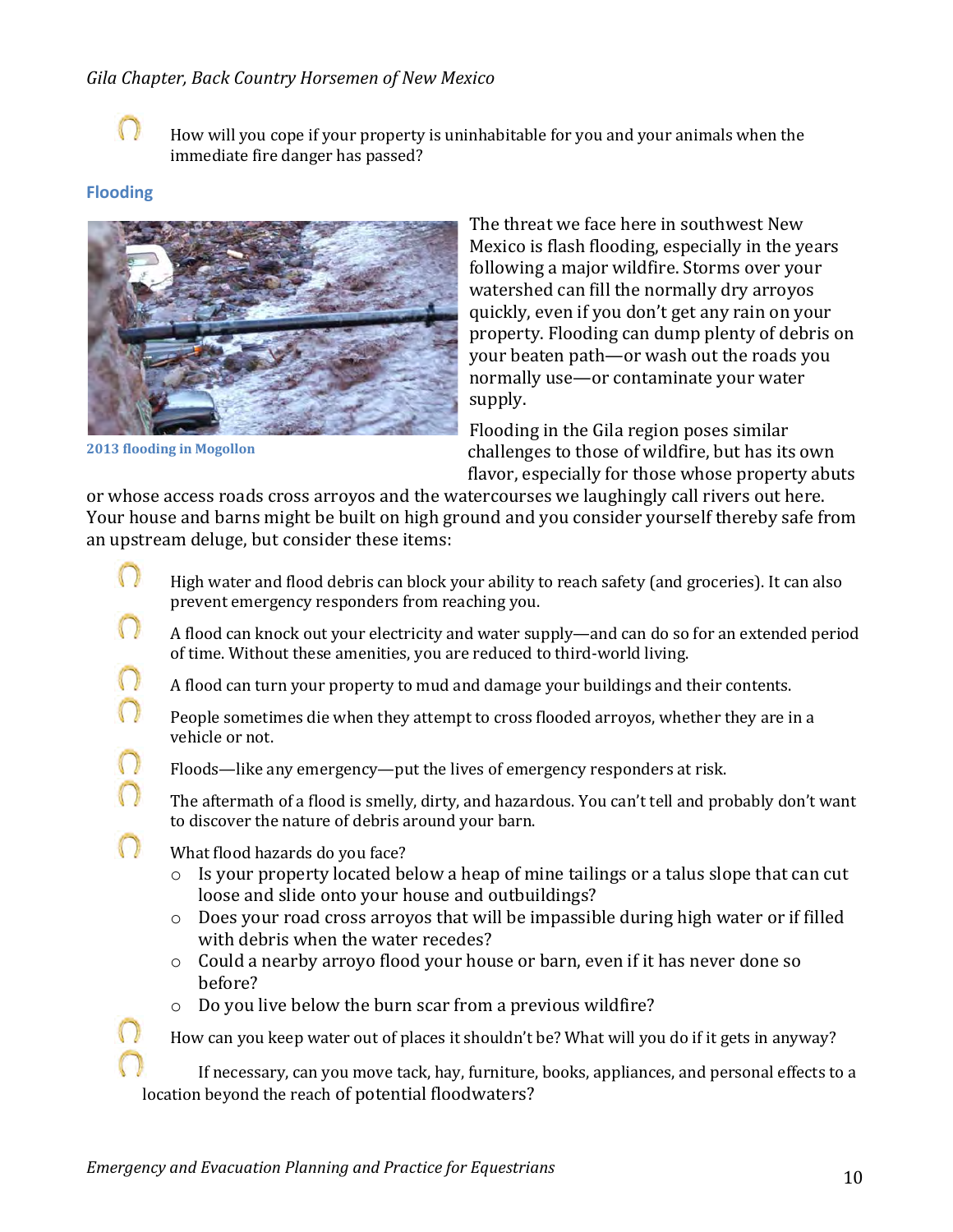- How will you cope if your property is uninhabitable for you and your animals when the immediate fire danger has passed?

### Flooding

2013 flooding in Mogollon

The threat we face here in southwest New Mexico is flash flooding, especially in the years following a major wildfire. Storms over your watershed can fill the normally dry arroyos quickly, even if you don't get any rain on your property. Flooding can dump plenty of debris on your beaten path—or wash out the roads you normally use—or contaminate your water supply.

Flooding in the Gila region poses similar challenges to those of wildfire, but has its own flavor, especially for those whose property abuts or whose access roads cross arroyos and the watercourses we laughingly call rivers out here. Your house and barns might be built on high ground and you consider yourself thereby safe from an upstream deluge, but consider these items:

- High water and flood debris can block your ability to reach safety (and groceries). It can also prevent emergency responders from reaching you.
- A flood can knock out your electricity and water supply—and can do so for an extended period of time. Without these amenities, you are reduced to third-world living.
- A flood can turn your property to mud and damage your buildings and their contents.
- People sometimes die when they attempt to cross flooded arroyos, whether they are in a vehicle or not.
- Floods—like any emergency—put the lives of emergency responders at risk.
- The aftermath of a flood is smelly, dirty, and hazardous. You can't tell and probably don't want to discover the nature of debris around your barn.
- What flood hazards do you face?
  - Is your property located below a heap of mine tailings or a talus slope that can cut loose and slide onto your house and outbuildings?
  - Does your road cross arroyos that will be impassible during high water or if filled with debris when the water recedes?
  - Could a nearby arroyo flood your house or barn, even if it has never done so before?
  - Do you live below the burn scar from a previous wildfire?
- How can you keep water out of places it shouldn't be? What will you do if it gets in anyway?
- If necessary, can you move tack, hay, furniture, books, appliances, and personal effects to a location beyond the reach of potential floodwaters?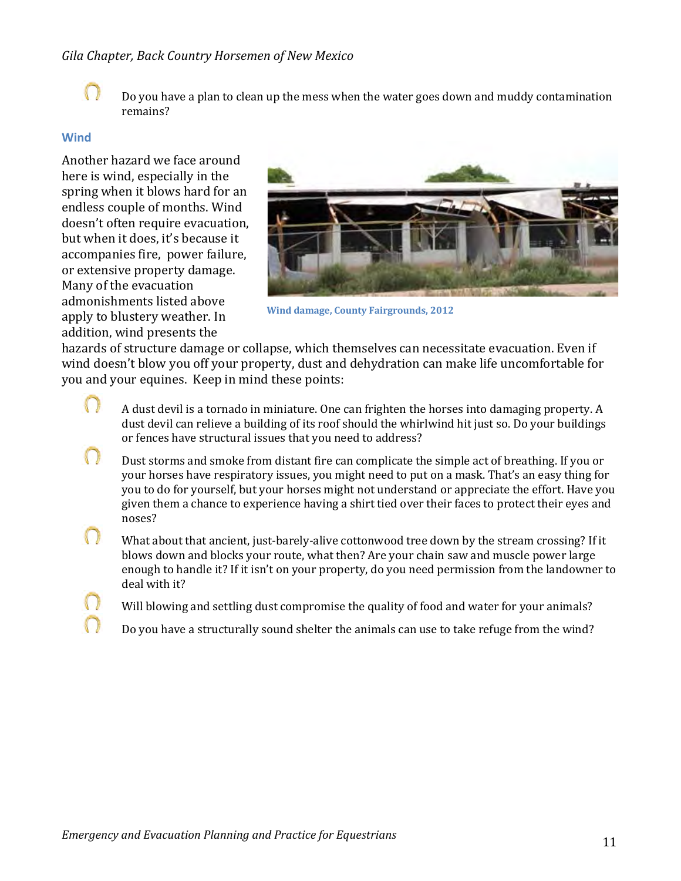- Do you have a plan to clean up the mess when the water goes down and muddy contamination remains?

### Wind

Another hazard we face around here is wind, especially in the spring when it blows hard for an endless couple of months. Wind doesn't often require evacuation, but when it does, it's because it accompanies fire, power failure, or extensive property damage. Many of the evacuation admonishments listed above apply to blustery weather. In addition, wind presents the hazards of structure damage or collapse, which themselves can necessitate evacuation. Even if wind doesn't blow you off your property, dust and dehydration can make life uncomfortable for you and your equines. Keep in mind these points:

Wind damage, County Fairgrounds, 2012

- A dust devil is a tornado in miniature. One can frighten the horses into damaging property. A dust devil can relieve a building of its roof should the whirlwind hit just so. Do your buildings or fences have structural issues that you need to address?
- Dust storms and smoke from distant fire can complicate the simple act of breathing. If you or your horses have respiratory issues, you might need to put on a mask. That's an easy thing for you to do for yourself, but your horses might not understand or appreciate the effort. Have you given them a chance to experience having a shirt tied over their faces to protect their eyes and noses?
- What about that ancient, just-barely-alive cottonwood tree down by the stream crossing? If it blows down and blocks your route, what then? Are your chain saw and muscle power large enough to handle it? If it isn't on your property, do you need permission from the landowner to deal with it?
- Will blowing and settling dust compromise the quality of food and water for your animals?
- Do you have a structurally sound shelter the animals can use to take refuge from the wind?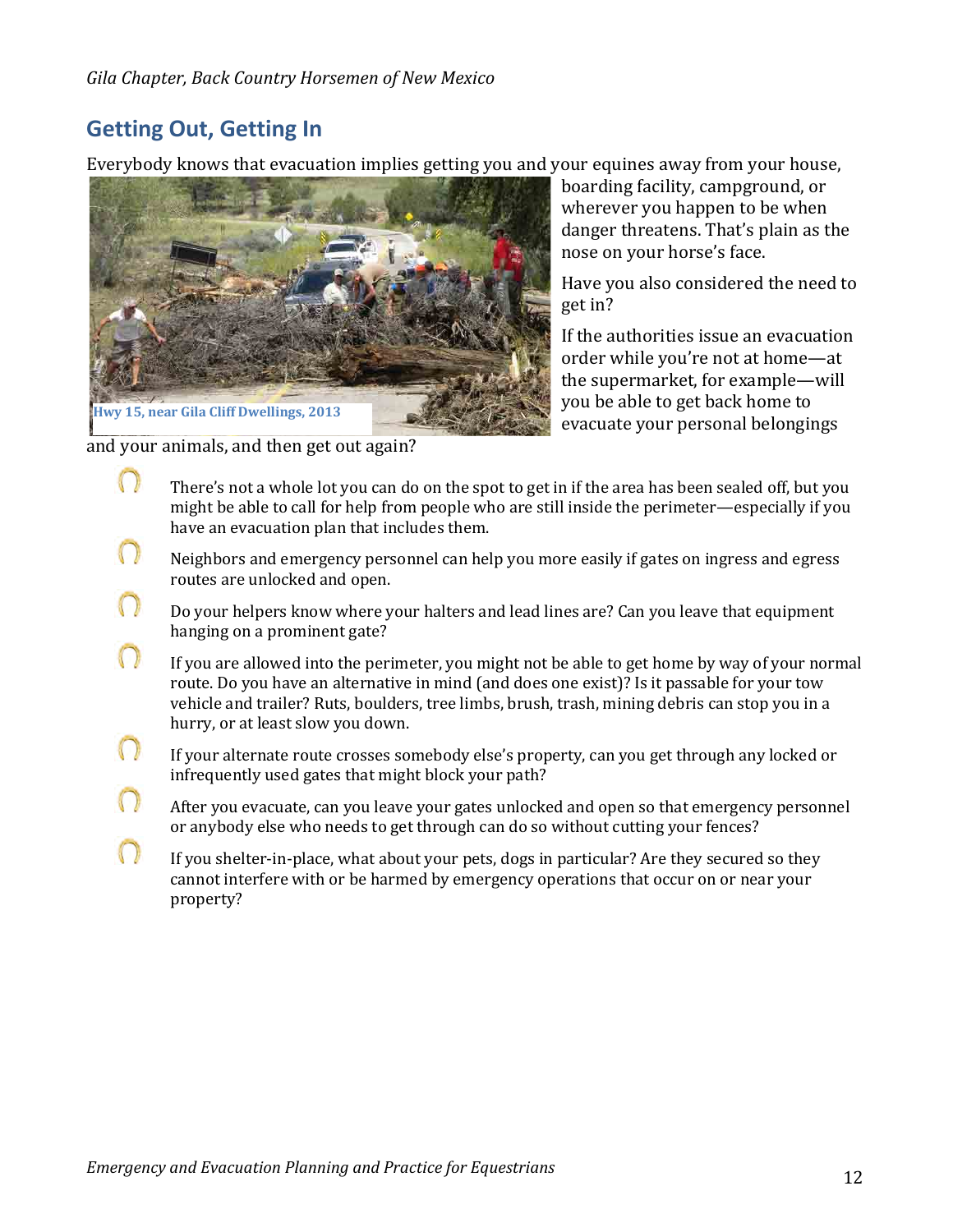## Getting Out, Getting In

Everybody knows that evacuation implies getting you and your equines away from your house, boarding facility, campground, or wherever you happen to be when danger threatens. That's plain as the nose on your horse's face.

Hwy 15, near Gila Cliff Dwellings, 2013

Have you also considered the need to get in?

If the authorities issue an evacuation order while you're not at home—at the supermarket, for example—will you be able to get back home to evacuate your personal belongings and your animals, and then get out again?

- There's not a whole lot you can do on the spot to get in if the area has been sealed off, but you might be able to call for help from people who are still inside the perimeter—especially if you have an evacuation plan that includes them.
- Neighbors and emergency personnel can help you more easily if gates on ingress and egress routes are unlocked and open.
- Do your helpers know where your halters and lead lines are? Can you leave that equipment hanging on a prominent gate?
- If you are allowed into the perimeter, you might not be able to get home by way of your normal route. Do you have an alternative in mind (and does one exist)? Is it passable for your tow vehicle and trailer? Ruts, boulders, tree limbs, brush, trash, mining debris can stop you in a hurry, or at least slow you down.
- If your alternate route crosses somebody else's property, can you get through any locked or infrequently used gates that might block your path?
- After you evacuate, can you leave your gates unlocked and open so that emergency personnel or anybody else who needs to get through can do so without cutting your fences?
- If you shelter-in-place, what about your pets, dogs in particular? Are they secured so they cannot interfere with or be harmed by emergency operations that occur on or near your property?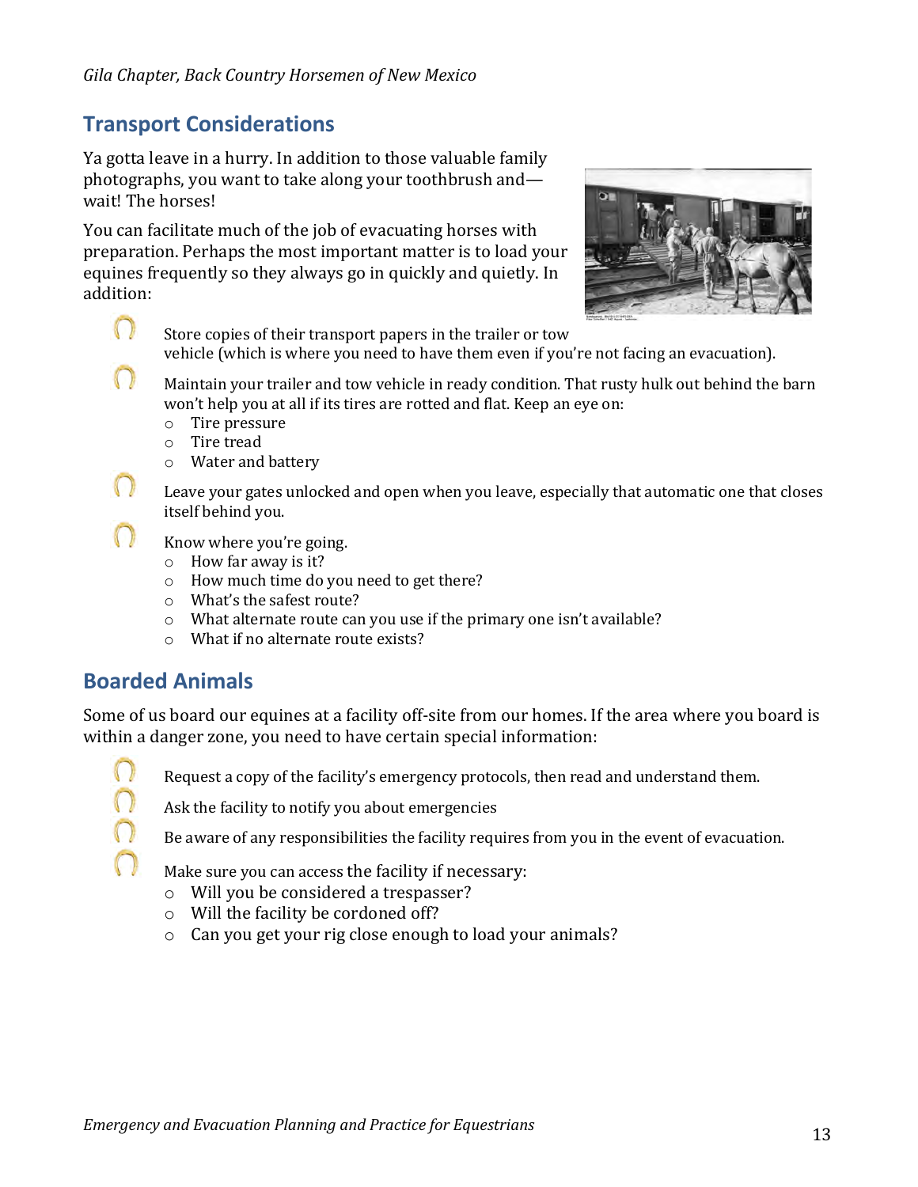## Transport Considerations

Ya gotta leave in a hurry. In addition to those valuable family photographs, you want to take along your toothbrush and—wait! The horses!

You can facilitate much of the job of evacuating horses with preparation. Perhaps the most important matter is to load your equines frequently so they always go in quickly and quietly. In addition:

- Store copies of their transport papers in the trailer or tow vehicle (which is where you need to have them even if you're not facing an evacuation).
- Maintain your trailer and tow vehicle in ready condition. That rusty hulk out behind the barn won't help you at all if its tires are rotted and flat. Keep an eye on:
  - Tire pressure
  - Tire tread
  - Water and battery
- Leave your gates unlocked and open when you leave, especially that automatic one that closes itself behind you.
- Know where you're going.
  - How far away is it?
  - How much time do you need to get there?
  - What's the safest route?
  - What alternate route can you use if the primary one isn't available?
  - What if no alternate route exists?

## Boarded Animals

Some of us board our equines at a facility off-site from our homes. If the area where you board is within a danger zone, you need to have certain special information:

- Request a copy of the facility's emergency protocols, then read and understand them.
- Ask the facility to notify you about emergencies
- Be aware of any responsibilities the facility requires from you in the event of evacuation.
- Make sure you can access the facility if necessary:
  - Will you be considered a trespasser?
  - Will the facility be cordoned off?
  - Can you get your rig close enough to load your animals?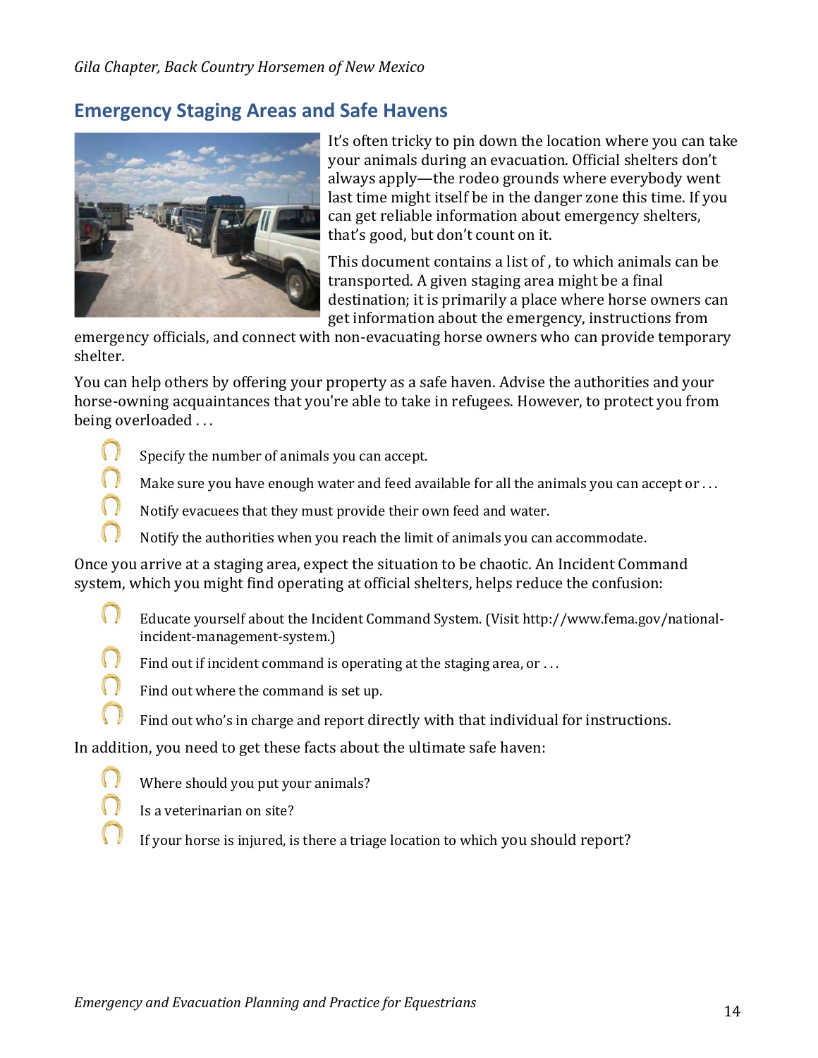## Emergency Staging Areas and Safe Havens

It's often tricky to pin down the location where you can take your animals during an evacuation. Official shelters don't always apply—the rodeo grounds where everybody went last time might itself be in the danger zone this time. If you can get reliable information about emergency shelters, that's good, but don't count on it.

This document contains a list of , to which animals can be transported. A given staging area might be a final destination; it is primarily a place where horse owners can get information about the emergency, instructions from emergency officials, and connect with non-evacuating horse owners who can provide temporary shelter.

You can help others by offering your property as a safe haven. Advise the authorities and your horse-owning acquaintances that you're able to take in refugees. However, to protect you from being overloaded . . .

- Specify the number of animals you can accept.
- Make sure you have enough water and feed available for all the animals you can accept or . . .
- Notify evacuees that they must provide their own feed and water.
- Notify the authorities when you reach the limit of animals you can accommodate.

Once you arrive at a staging area, expect the situation to be chaotic. An Incident Command system, which you might find operating at official shelters, helps reduce the confusion:

- Educate yourself about the Incident Command System. (Visit http://www.fema.gov/national-incident-management-system.)
- Find out if incident command is operating at the staging area, or . . .
- Find out where the command is set up.
- Find out who's in charge and report directly with that individual for instructions.

In addition, you need to get these facts about the ultimate safe haven:

- Where should you put your animals?
- Is a veterinarian on site?
- If your horse is injured, is there a triage location to which you should report?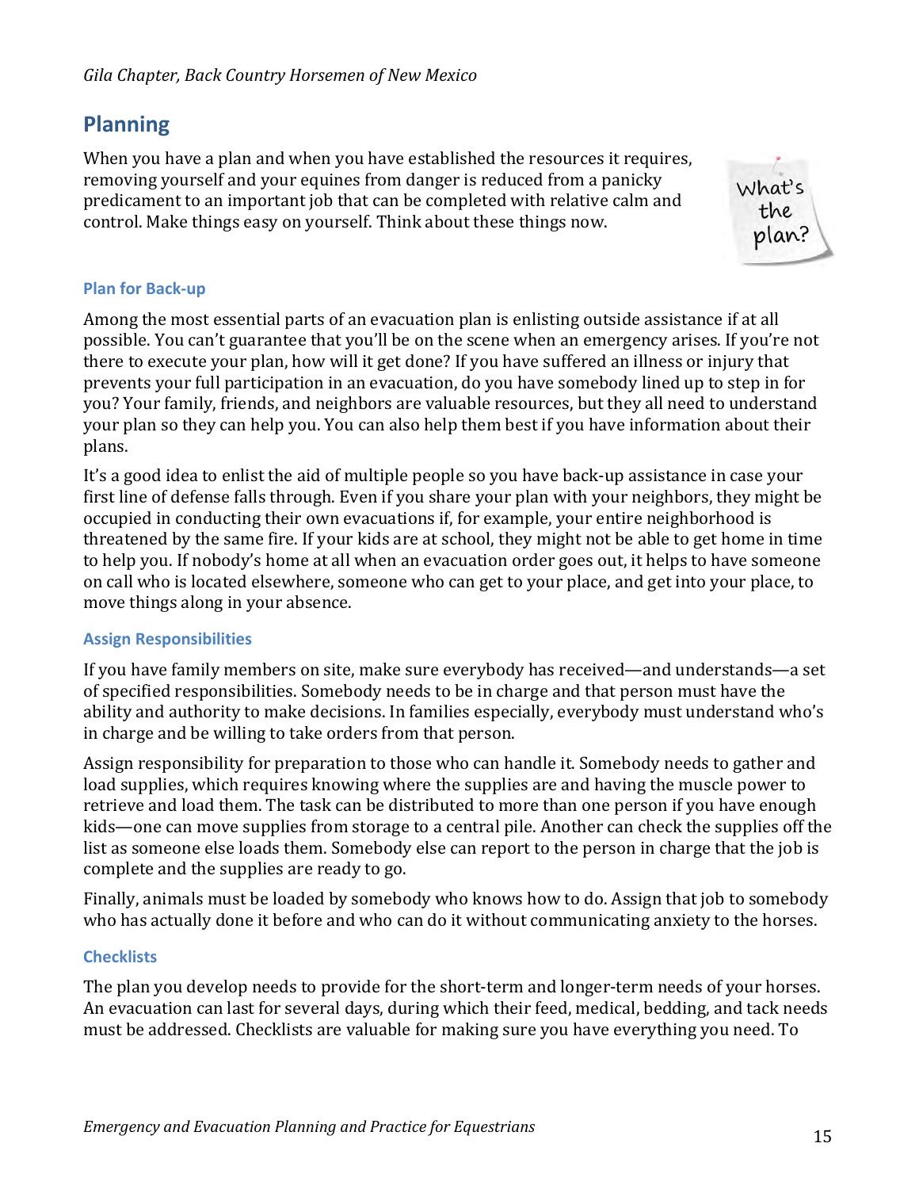## Planning

When you have a plan and when you have established the resources it requires, removing yourself and your equines from danger is reduced from a panicky predicament to an important job that can be completed with relative calm and control. Make things easy on yourself. Think about these things now.

### Plan for Back-up

Among the most essential parts of an evacuation plan is enlisting outside assistance if at all possible. You can't guarantee that you'll be on the scene when an emergency arises. If you're not there to execute your plan, how will it get done? If you have suffered an illness or injury that prevents your full participation in an evacuation, do you have somebody lined up to step in for you? Your family, friends, and neighbors are valuable resources, but they all need to understand your plan so they can help you. You can also help them best if you have information about their plans.

It's a good idea to enlist the aid of multiple people so you have back-up assistance in case your first line of defense falls through. Even if you share your plan with your neighbors, they might be occupied in conducting their own evacuations if, for example, your entire neighborhood is threatened by the same fire. If your kids are at school, they might not be able to get home in time to help you. If nobody's home at all when an evacuation order goes out, it helps to have someone on call who is located elsewhere, someone who can get to your place, and get into your place, to move things along in your absence.

### Assign Responsibilities

If you have family members on site, make sure everybody has received—and understands—a set of specified responsibilities. Somebody needs to be in charge and that person must have the ability and authority to make decisions. In families especially, everybody must understand who's in charge and be willing to take orders from that person.

Assign responsibility for preparation to those who can handle it. Somebody needs to gather and load supplies, which requires knowing where the supplies are and having the muscle power to retrieve and load them. The task can be distributed to more than one person if you have enough kids—one can move supplies from storage to a central pile. Another can check the supplies off the list as someone else loads them. Somebody else can report to the person in charge that the job is complete and the supplies are ready to go.

Finally, animals must be loaded by somebody who knows how to do. Assign that job to somebody who has actually done it before and who can do it without communicating anxiety to the horses.

### Checklists

The plan you develop needs to provide for the short-term and longer-term needs of your horses. An evacuation can last for several days, during which their feed, medical, bedding, and tack needs must be addressed. Checklists are valuable for making sure you have everything you need. To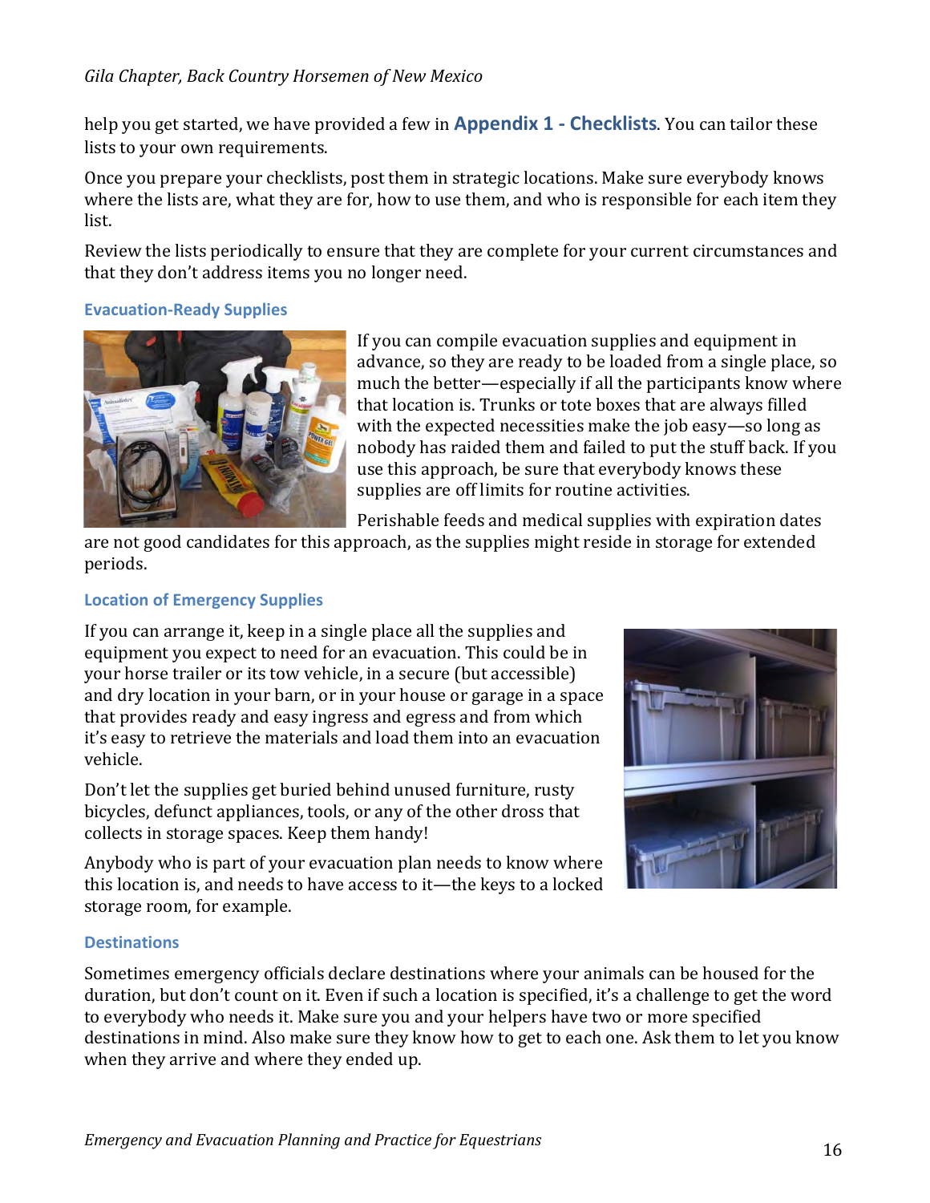help you get started, we have provided a few in **Appendix 1 - Checklists**. You can tailor these lists to your own requirements.

Once you prepare your checklists, post them in strategic locations. Make sure everybody knows where the lists are, what they are for, how to use them, and who is responsible for each item they list.

Review the lists periodically to ensure that they are complete for your current circumstances and that they don't address items you no longer need.

### Evacuation-Ready Supplies

If you can compile evacuation supplies and equipment in advance, so they are ready to be loaded from a single place, so much the better—especially if all the participants know where that location is. Trunks or tote boxes that are always filled with the expected necessities make the job easy—so long as nobody has raided them and failed to put the stuff back. If you use this approach, be sure that everybody knows these supplies are off limits for routine activities.

Perishable feeds and medical supplies with expiration dates are not good candidates for this approach, as the supplies might reside in storage for extended periods.

### Location of Emergency Supplies

If you can arrange it, keep in a single place all the supplies and equipment you expect to need for an evacuation. This could be in your horse trailer or its tow vehicle, in a secure (but accessible) and dry location in your barn, or in your house or garage in a space that provides ready and easy ingress and egress and from which it's easy to retrieve the materials and load them into an evacuation vehicle.

Don't let the supplies get buried behind unused furniture, rusty bicycles, defunct appliances, tools, or any of the other dross that collects in storage spaces. Keep them handy!

Anybody who is part of your evacuation plan needs to know where this location is, and needs to have access to it—the keys to a locked storage room, for example.

### Destinations

Sometimes emergency officials declare destinations where your animals can be housed for the duration, but don't count on it. Even if such a location is specified, it's a challenge to get the word to everybody who needs it. Make sure you and your helpers have two or more specified destinations in mind. Also make sure they know how to get to each one. Ask them to let you know when they arrive and where they ended up.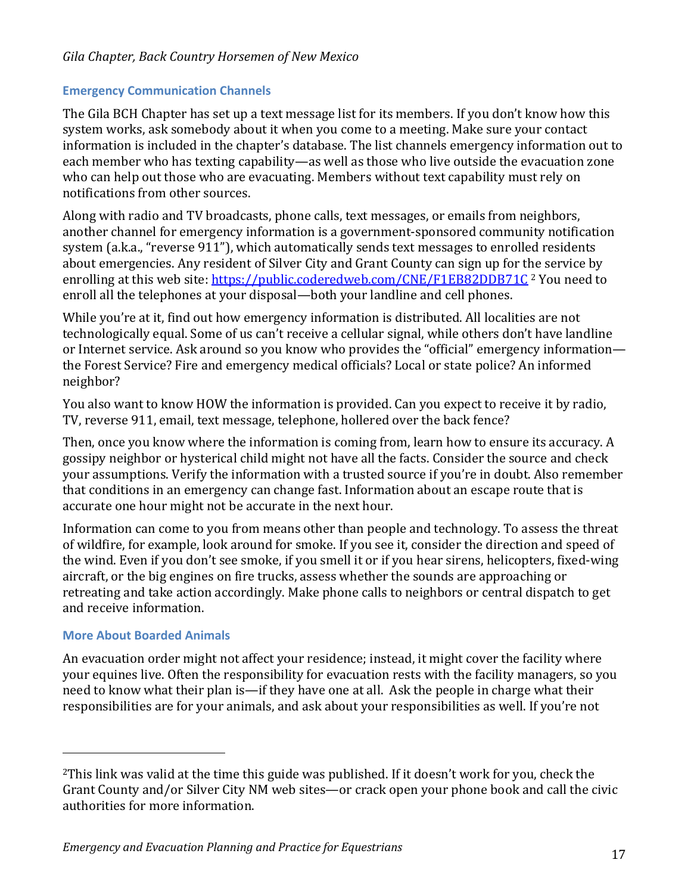## Emergency Communication Channels

The Gila BCH Chapter has set up a text message list for its members. If you don't know how this system works, ask somebody about it when you come to a meeting. Make sure your contact information is included in the chapter's database. The list channels emergency information out to each member who has texting capability—as well as those who live outside the evacuation zone who can help out those who are evacuating. Members without text capability must rely on notifications from other sources.

Along with radio and TV broadcasts, phone calls, text messages, or emails from neighbors, another channel for emergency information is a government-sponsored community notification system (a.k.a., "reverse 911"), which automatically sends text messages to enrolled residents about emergencies. Any resident of Silver City and Grant County can sign up for the service by enrolling at this web site: [https://public.coderedweb.com/CNE/F1EB82DDB71C](https://public.coderedweb.com/CNE/F1EB82DDB71C) [2] You need to enroll all the telephones at your disposal—both your landline and cell phones.

While you're at it, find out how emergency information is distributed. All localities are not technologically equal. Some of us can't receive a cellular signal, while others don't have landline or Internet service. Ask around so you know who provides the "official" emergency information—the Forest Service? Fire and emergency medical officials? Local or state police? An informed neighbor?

You also want to know HOW the information is provided. Can you expect to receive it by radio, TV, reverse 911, email, text message, telephone, hollered over the back fence?

Then, once you know where the information is coming from, learn how to ensure its accuracy. A gossipy neighbor or hysterical child might not have all the facts. Consider the source and check your assumptions. Verify the information with a trusted source if you're in doubt. Also remember that conditions in an emergency can change fast. Information about an escape route that is accurate one hour might not be accurate in the next hour.

Information can come to you from means other than people and technology. To assess the threat of wildfire, for example, look around for smoke. If you see it, consider the direction and speed of the wind. Even if you don't see smoke, if you smell it or if you hear sirens, helicopters, fixed-wing aircraft, or the big engines on fire trucks, assess whether the sounds are approaching or retreating and take action accordingly. Make phone calls to neighbors or central dispatch to get and receive information.

## More About Boarded Animals

An evacuation order might not affect your residence; instead, it might cover the facility where your equines live. Often the responsibility for evacuation rests with the facility managers, so you need to know what their plan is—if they have one at all. Ask the people in charge what their responsibilities are for your animals, and ask about your responsibilities as well. If you're not

---

[2] This link was valid at the time this guide was published. If it doesn't work for you, check the Grant County and/or Silver City NM web sites—or crack open your phone book and call the civic authorities for more information.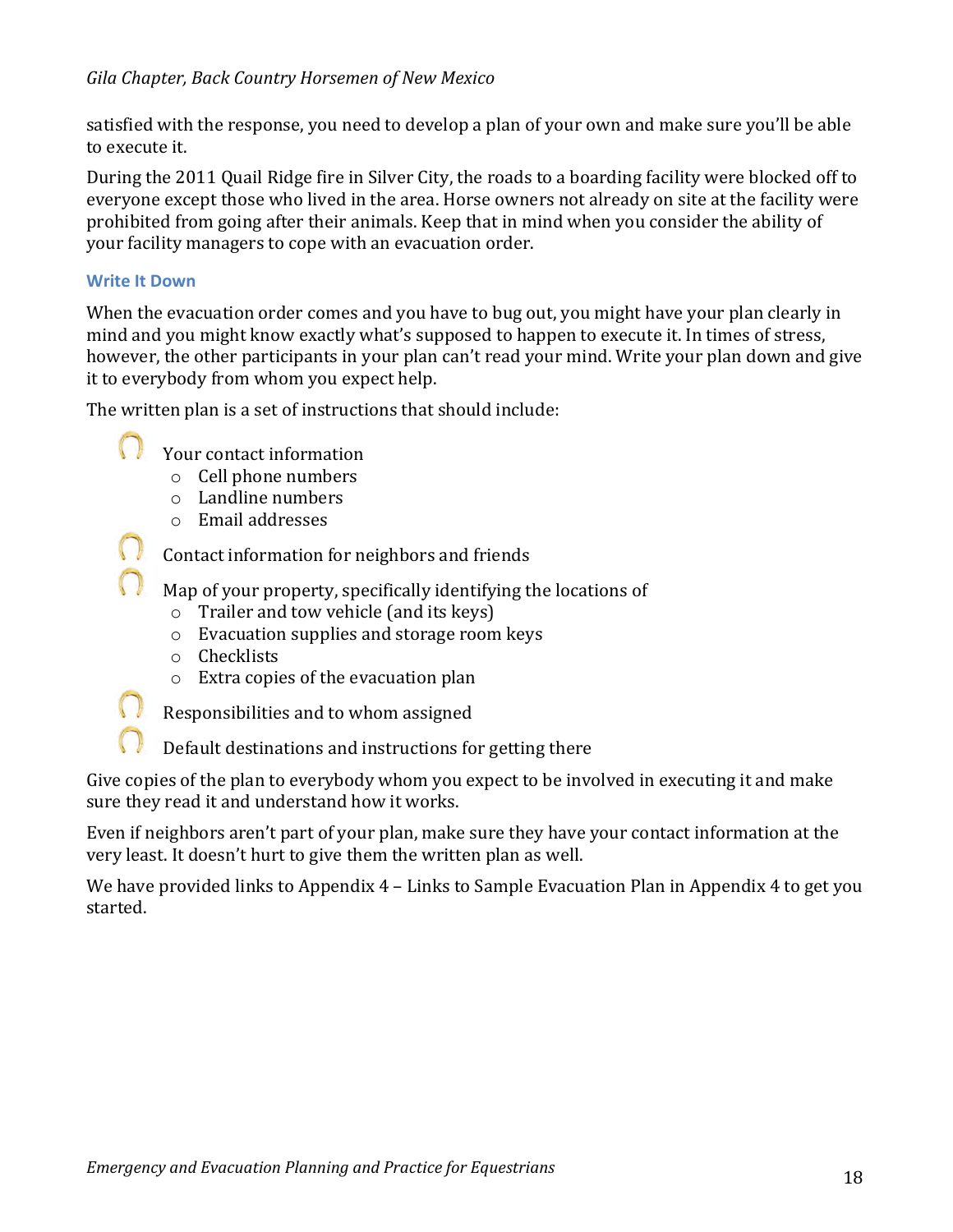satisfied with the response, you need to develop a plan of your own and make sure you'll be able to execute it.

During the 2011 Quail Ridge fire in Silver City, the roads to a boarding facility were blocked off to everyone except those who lived in the area. Horse owners not already on site at the facility were prohibited from going after their animals. Keep that in mind when you consider the ability of your facility managers to cope with an evacuation order.

### Write It Down

When the evacuation order comes and you have to bug out, you might have your plan clearly in mind and you might know exactly what's supposed to happen to execute it. In times of stress, however, the other participants in your plan can't read your mind. Write your plan down and give it to everybody from whom you expect help.

The written plan is a set of instructions that should include:

- Your contact information
  - Cell phone numbers
  - Landline numbers
  - Email addresses
- Contact information for neighbors and friends
- Map of your property, specifically identifying the locations of
  - Trailer and tow vehicle (and its keys)
  - Evacuation supplies and storage room keys
  - Checklists
  - Extra copies of the evacuation plan
- Responsibilities and to whom assigned
- Default destinations and instructions for getting there

Give copies of the plan to everybody whom you expect to be involved in executing it and make sure they read it and understand how it works.

Even if neighbors aren't part of your plan, make sure they have your contact information at the very least. It doesn't hurt to give them the written plan as well.

We have provided links to Appendix 4 – Links to Sample Evacuation Plan in Appendix 4 to get you started.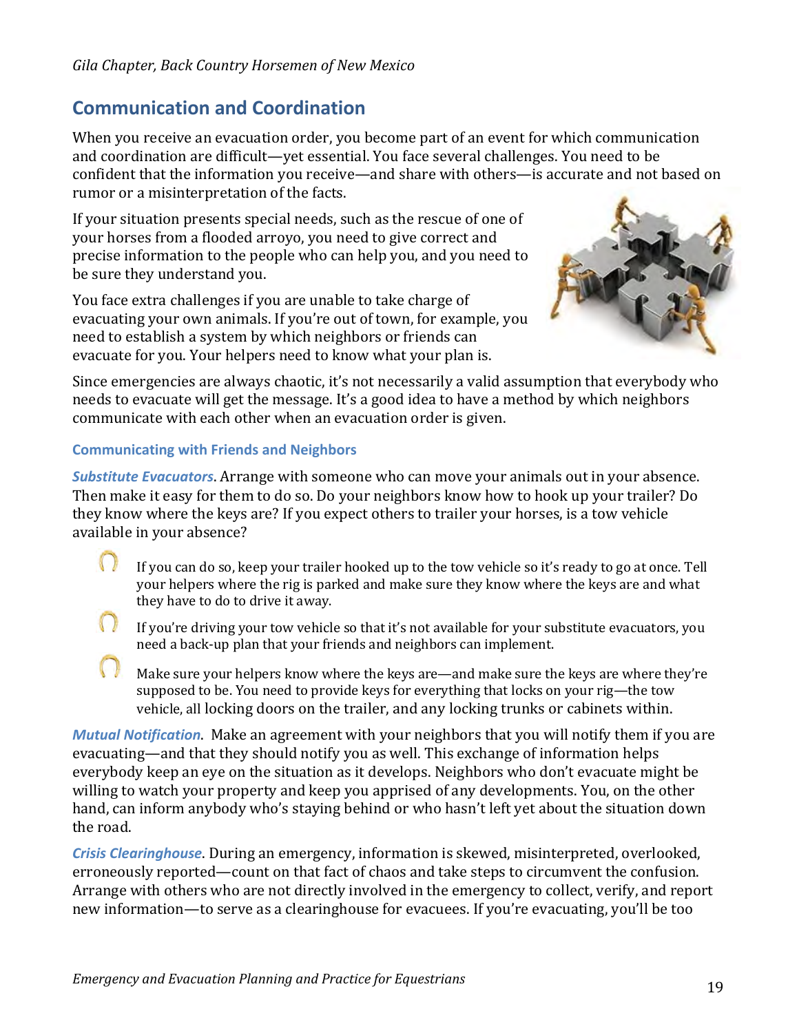## Communication and Coordination

When you receive an evacuation order, you become part of an event for which communication and coordination are difficult—yet essential. You face several challenges. You need to be confident that the information you receive—and share with others—is accurate and not based on rumor or a misinterpretation of the facts.

If your situation presents special needs, such as the rescue of one of your horses from a flooded arroyo, you need to give correct and precise information to the people who can help you, and you need to be sure they understand you.

You face extra challenges if you are unable to take charge of evacuating your own animals. If you're out of town, for example, you need to establish a system by which neighbors or friends can evacuate for you. Your helpers need to know what your plan is.

Since emergencies are always chaotic, it's not necessarily a valid assumption that everybody who needs to evacuate will get the message. It's a good idea to have a method by which neighbors communicate with each other when an evacuation order is given.

### Communicating with Friends and Neighbors

***Substitute Evacuators***. Arrange with someone who can move your animals out in your absence. Then make it easy for them to do so. Do your neighbors know how to hook up your trailer? Do they know where the keys are? If you expect others to trailer your horses, is a tow vehicle available in your absence?

- If you can do so, keep your trailer hooked up to the tow vehicle so it's ready to go at once. Tell your helpers where the rig is parked and make sure they know where the keys are and what they have to do to drive it away.
- If you're driving your tow vehicle so that it's not available for your substitute evacuators, you need a back-up plan that your friends and neighbors can implement.
- Make sure your helpers know where the keys are—and make sure the keys are where they're supposed to be. You need to provide keys for everything that locks on your rig—the tow vehicle, all locking doors on the trailer, and any locking trunks or cabinets within.

***Mutual Notification***. Make an agreement with your neighbors that you will notify them if you are evacuating—and that they should notify you as well. This exchange of information helps everybody keep an eye on the situation as it develops. Neighbors who don't evacuate might be willing to watch your property and keep you apprised of any developments. You, on the other hand, can inform anybody who's staying behind or who hasn't left yet about the situation down the road.

***Crisis Clearinghouse***. During an emergency, information is skewed, misinterpreted, overlooked, erroneously reported—count on that fact of chaos and take steps to circumvent the confusion. Arrange with others who are not directly involved in the emergency to collect, verify, and report new information—to serve as a clearinghouse for evacuees. If you're evacuating, you'll be too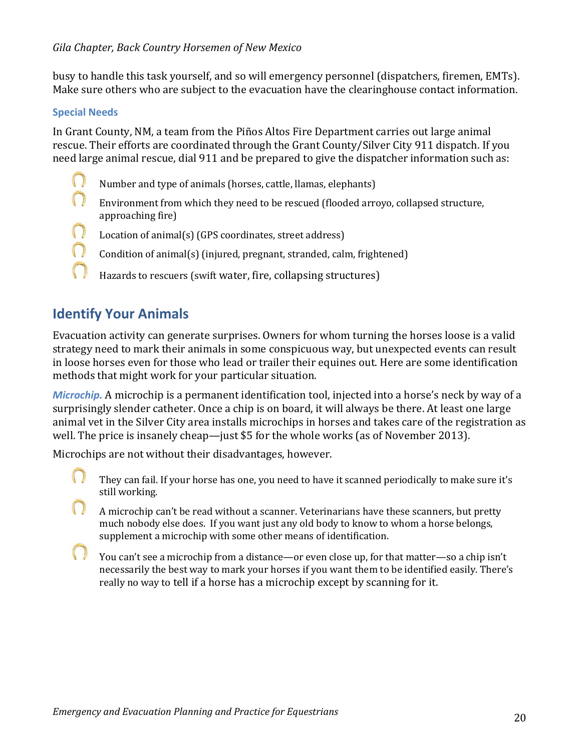busy to handle this task yourself, and so will emergency personnel (dispatchers, firemen, EMTs). Make sure others who are subject to the evacuation have the clearinghouse contact information.

### Special Needs

In Grant County, NM, a team from the Piños Altos Fire Department carries out large animal rescue. Their efforts are coordinated through the Grant County/Silver City 911 dispatch. If you need large animal rescue, dial 911 and be prepared to give the dispatcher information such as:

- Number and type of animals (horses, cattle, llamas, elephants)
- Environment from which they need to be rescued (flooded arroyo, collapsed structure, approaching fire)
- Location of animal(s) (GPS coordinates, street address)
- Condition of animal(s) (injured, pregnant, stranded, calm, frightened)
- Hazards to rescuers (swift water, fire, collapsing structures)

## Identify Your Animals

Evacuation activity can generate surprises. Owners for whom turning the horses loose is a valid strategy need to mark their animals in some conspicuous way, but unexpected events can result in loose horses even for those who lead or trailer their equines out. Here are some identification methods that might work for your particular situation.

***Microchip.*** A microchip is a permanent identification tool, injected into a horse's neck by way of a surprisingly slender catheter. Once a chip is on board, it will always be there. At least one large animal vet in the Silver City area installs microchips in horses and takes care of the registration as well. The price is insanely cheap—just $5 for the whole works (as of November 2013).

Microchips are not without their disadvantages, however.

- They can fail. If your horse has one, you need to have it scanned periodically to make sure it's still working.
- A microchip can't be read without a scanner. Veterinarians have these scanners, but pretty much nobody else does. If you want just any old body to know to whom a horse belongs, supplement a microchip with some other means of identification.
- You can't see a microchip from a distance—or even close up, for that matter—so a chip isn't necessarily the best way to mark your horses if you want them to be identified easily. There's really no way to tell if a horse has a microchip except by scanning for it.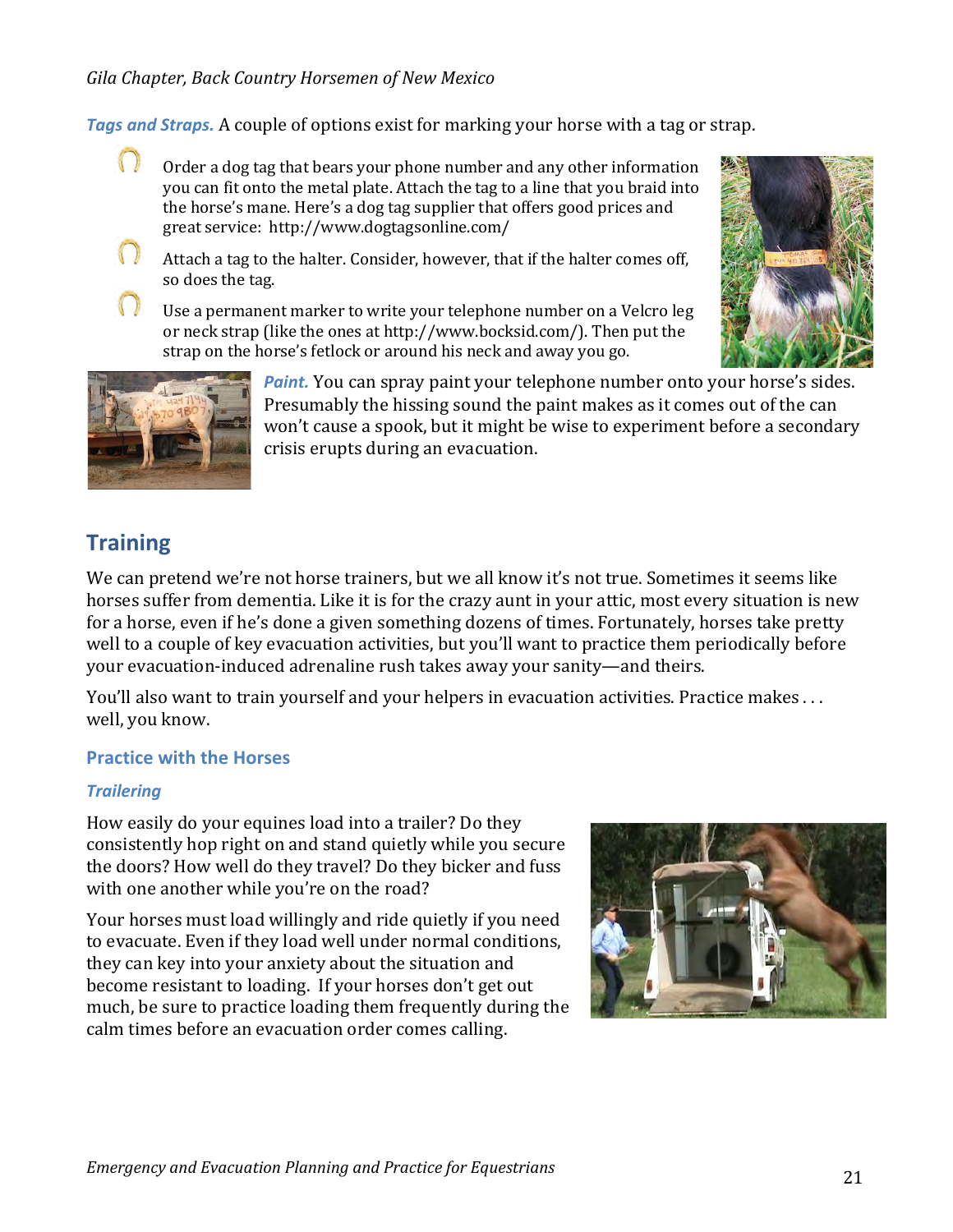*Tags and Straps.* A couple of options exist for marking your horse with a tag or strap.

- Order a dog tag that bears your phone number and any other information you can fit onto the metal plate. Attach the tag to a line that you braid into the horse's mane. Here's a dog tag supplier that offers good prices and great service: http://www.dogtagsonline.com/
- Attach a tag to the halter. Consider, however, that if the halter comes off, so does the tag.
- Use a permanent marker to write your telephone number on a Velcro leg or neck strap (like the ones at http://www.bocksid.com/). Then put the strap on the horse's fetlock or around his neck and away you go.

*Paint.* You can spray paint your telephone number onto your horse's sides. Presumably the hissing sound the paint makes as it comes out of the can won't cause a spook, but it might be wise to experiment before a secondary crisis erupts during an evacuation.

## Training

We can pretend we're not horse trainers, but we all know it's not true. Sometimes it seems like horses suffer from dementia. Like it is for the crazy aunt in your attic, most every situation is new for a horse, even if he's done a given something dozens of times. Fortunately, horses take pretty well to a couple of key evacuation activities, but you'll want to practice them periodically before your evacuation-induced adrenaline rush takes away your sanity—and theirs.

You'll also want to train yourself and your helpers in evacuation activities. Practice makes . . . well, you know.

### Practice with the Horses

#### *Trailering*

How easily do your equines load into a trailer? Do they consistently hop right on and stand quietly while you secure the doors? How well do they travel? Do they bicker and fuss with one another while you're on the road?

Your horses must load willingly and ride quietly if you need to evacuate. Even if they load well under normal conditions, they can key into your anxiety about the situation and become resistant to loading. If your horses don't get out much, be sure to practice loading them frequently during the calm times before an evacuation order comes calling.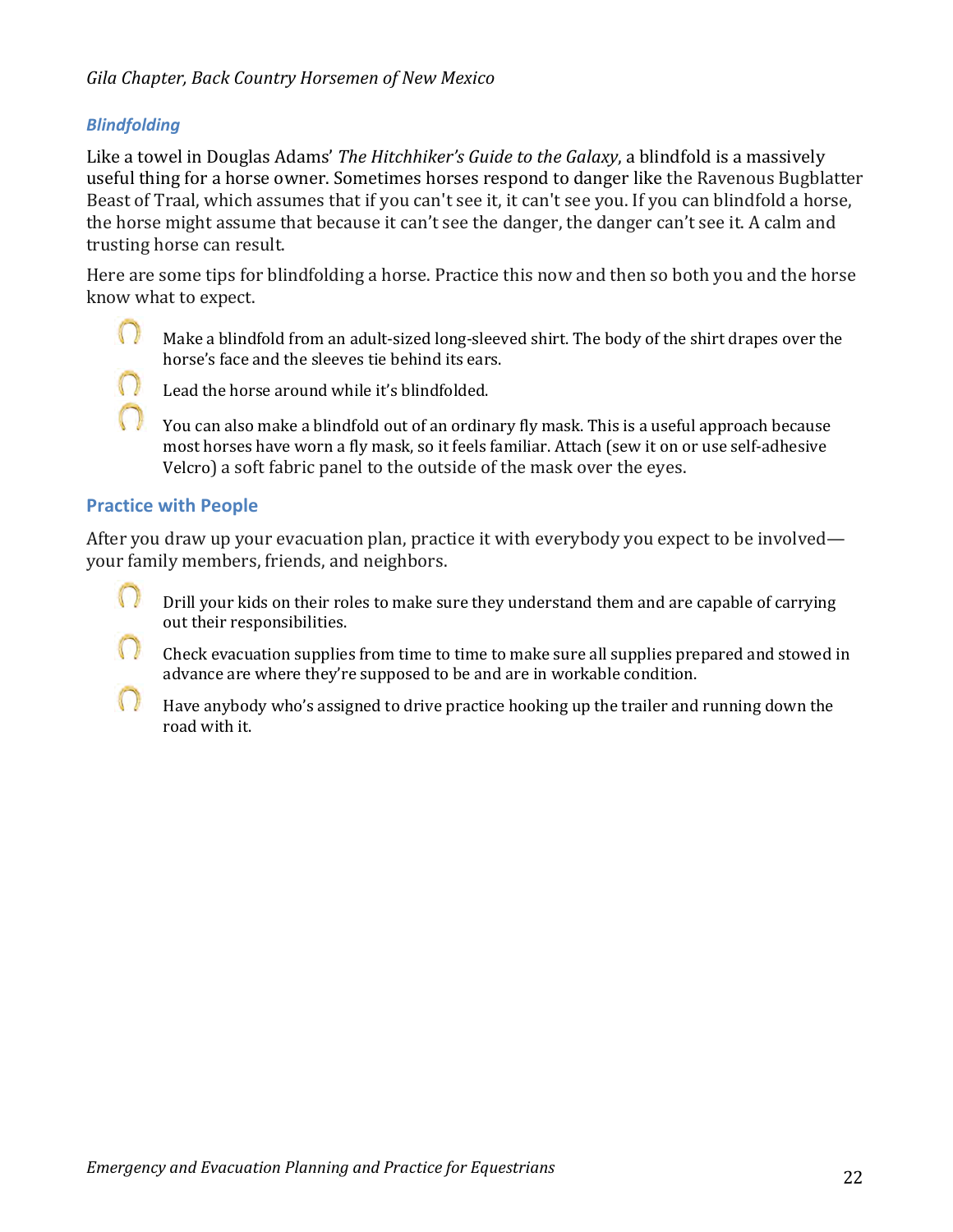### *Blindfolding*

Like a towel in Douglas Adams' *The Hitchhiker's Guide to the Galaxy*, a blindfold is a massively useful thing for a horse owner. Sometimes horses respond to danger like the Ravenous Bugblatter Beast of Traal, which assumes that if you can't see it, it can't see you. If you can blindfold a horse, the horse might assume that because it can't see the danger, the danger can't see it. A calm and trusting horse can result.

Here are some tips for blindfolding a horse. Practice this now and then so both you and the horse know what to expect.

- Make a blindfold from an adult-sized long-sleeved shirt. The body of the shirt drapes over the horse's face and the sleeves tie behind its ears.
- Lead the horse around while it's blindfolded.
- You can also make a blindfold out of an ordinary fly mask. This is a useful approach because most horses have worn a fly mask, so it feels familiar. Attach (sew it on or use self-adhesive Velcro) a soft fabric panel to the outside of the mask over the eyes.

## Practice with People

After you draw up your evacuation plan, practice it with everybody you expect to be involved—your family members, friends, and neighbors.

- Drill your kids on their roles to make sure they understand them and are capable of carrying out their responsibilities.
- Check evacuation supplies from time to time to make sure all supplies prepared and stowed in advance are where they're supposed to be and are in workable condition.
- Have anybody who's assigned to drive practice hooking up the trailer and running down the road with it.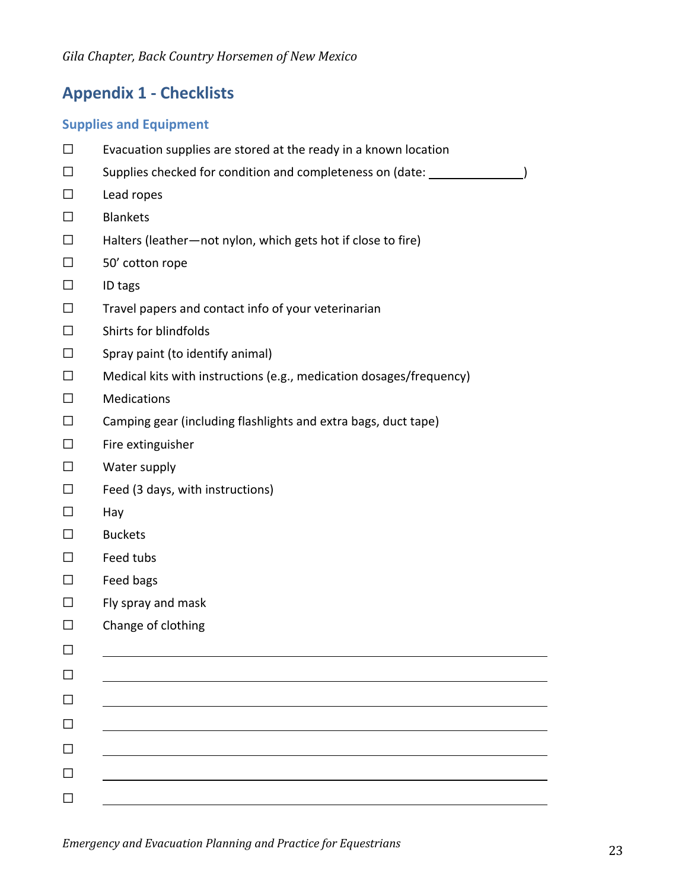## Appendix 1 - Checklists

### Supples and Equipment

- ☐ Evacuation supplies are stored at the ready in a known location
- ☐ Supplies checked for condition and completeness on (date: ______________)
- ☐ Lead ropes
- ☐ Blankets
- ☐ Halters (leather—not nylon, which gets hot if close to fire)
- ☐ 50' cotton rope
- ☐ ID tags
- ☐ Travel papers and contact info of your veterinarian
- ☐ Shirts for blindfolds
- ☐ Spray paint (to identify animal)
- ☐ Medical kits with instructions (e.g., medication dosages/frequency)
- ☐ Medications
- ☐ Camping gear (including flashlights and extra bags, duct tape)
- ☐ Fire extinguisher
- ☐ Water supply
- ☐ Feed (3 days, with instructions)
- ☐ Hay
- ☐ Buckets
- ☐ Feed tubs
- ☐ Feed bags
- ☐ Fly spray and mask
- ☐ Change of clothing
- ☐ ______________________________
- ☐ ______________________________
- ☐ ______________________________
- ☐ ______________________________
- ☐ ______________________________
- ☐ ______________________________
- ☐ ______________________________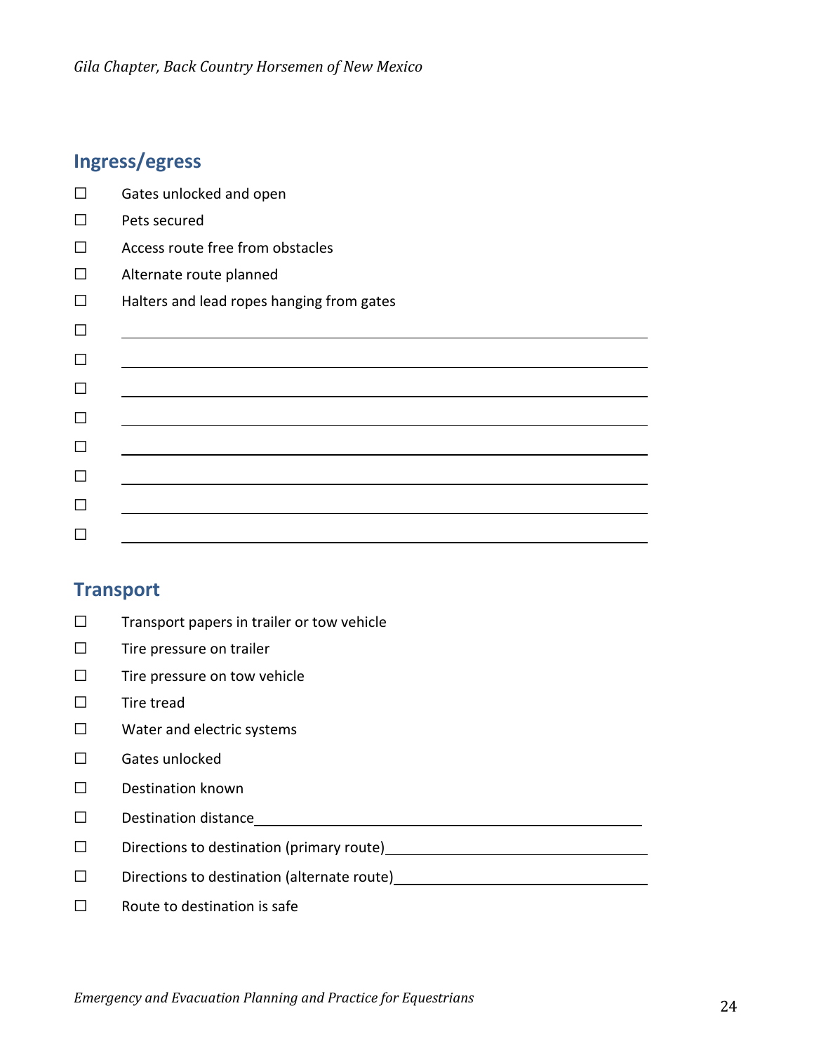## Ingress/egress

- ☐ Gates unlocked and open
- ☐ Pets secured
- ☐ Access route free from obstacles
- ☐ Alternate route planned
- ☐ Halters and lead ropes hanging from gates
- ☐ ______________________________
- ☐ ______________________________
- ☐ ______________________________
- ☐ ______________________________
- ☐ ______________________________
- ☐ ______________________________
- ☐ ______________________________
- ☐ ______________________________

## Transport

- ☐ Transport papers in trailer or tow vehicle
- ☐ Tire pressure on trailer
- ☐ Tire pressure on tow vehicle
- ☐ Tire tread
- ☐ Water and electric systems
- ☐ Gates unlocked
- ☐ Destination known
- ☐ Destination distance______________________________
- ☐ Directions to destination (primary route)______________________________
- ☐ Directions to destination (alternate route)______________________________
- ☐ Route to destination is safe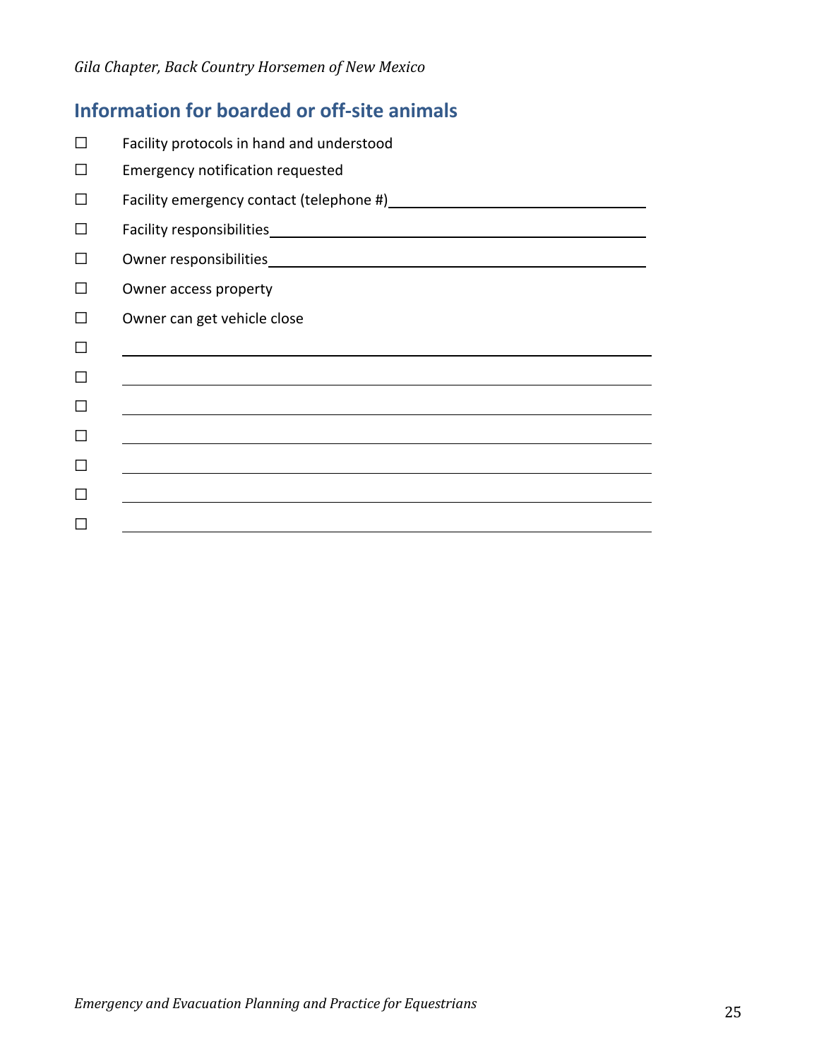## Information for boarded or off-site animals

- ☐ Facility protocols in hand and understood
- ☐ Emergency notification requested
- ☐ Facility emergency contact (telephone #)\_\_\_\_\_\_\_\_\_\_\_\_\_\_\_\_\_\_\_\_\_\_\_\_\_\_\_\_\_\_
- ☐ Facility responsibilities\_\_\_\_\_\_\_\_\_\_\_\_\_\_\_\_\_\_\_\_\_\_\_\_\_\_\_\_\_\_\_\_\_\_\_\_\_\_\_\_
- ☐ Owner responsibilities\_\_\_\_\_\_\_\_\_\_\_\_\_\_\_\_\_\_\_\_\_\_\_\_\_\_\_\_\_\_\_\_\_\_\_\_\_\_\_\_\_
- ☐ Owner access property
- ☐ Owner can get vehicle close
- ☐ \_\_\_\_\_\_\_\_\_\_\_\_\_\_\_\_\_\_\_\_\_\_\_\_\_\_\_\_\_\_\_\_\_\_\_\_\_\_\_\_\_\_\_\_\_\_\_\_\_\_\_\_\_\_\_\_\_\_\_\_
- ☐ \_\_\_\_\_\_\_\_\_\_\_\_\_\_\_\_\_\_\_\_\_\_\_\_\_\_\_\_\_\_\_\_\_\_\_\_\_\_\_\_\_\_\_\_\_\_\_\_\_\_\_\_\_\_\_\_\_\_\_\_
- ☐ \_\_\_\_\_\_\_\_\_\_\_\_\_\_\_\_\_\_\_\_\_\_\_\_\_\_\_\_\_\_\_\_\_\_\_\_\_\_\_\_\_\_\_\_\_\_\_\_\_\_\_\_\_\_\_\_\_\_\_\_
- ☐ \_\_\_\_\_\_\_\_\_\_\_\_\_\_\_\_\_\_\_\_\_\_\_\_\_\_\_\_\_\_\_\_\_\_\_\_\_\_\_\_\_\_\_\_\_\_\_\_\_\_\_\_\_\_\_\_\_\_\_\_
- ☐ \_\_\_\_\_\_\_\_\_\_\_\_\_\_\_\_\_\_\_\_\_\_\_\_\_\_\_\_\_\_\_\_\_\_\_\_\_\_\_\_\_\_\_\_\_\_\_\_\_\_\_\_\_\_\_\_\_\_\_\_
- ☐ \_\_\_\_\_\_\_\_\_\_\_\_\_\_\_\_\_\_\_\_\_\_\_\_\_\_\_\_\_\_\_\_\_\_\_\_\_\_\_\_\_\_\_\_\_\_\_\_\_\_\_\_\_\_\_\_\_\_\_\_
- ☐ \_\_\_\_\_\_\_\_\_\_\_\_\_\_\_\_\_\_\_\_\_\_\_\_\_\_\_\_\_\_\_\_\_\_\_\_\_\_\_\_\_\_\_\_\_\_\_\_\_\_\_\_\_\_\_\_\_\_\_\_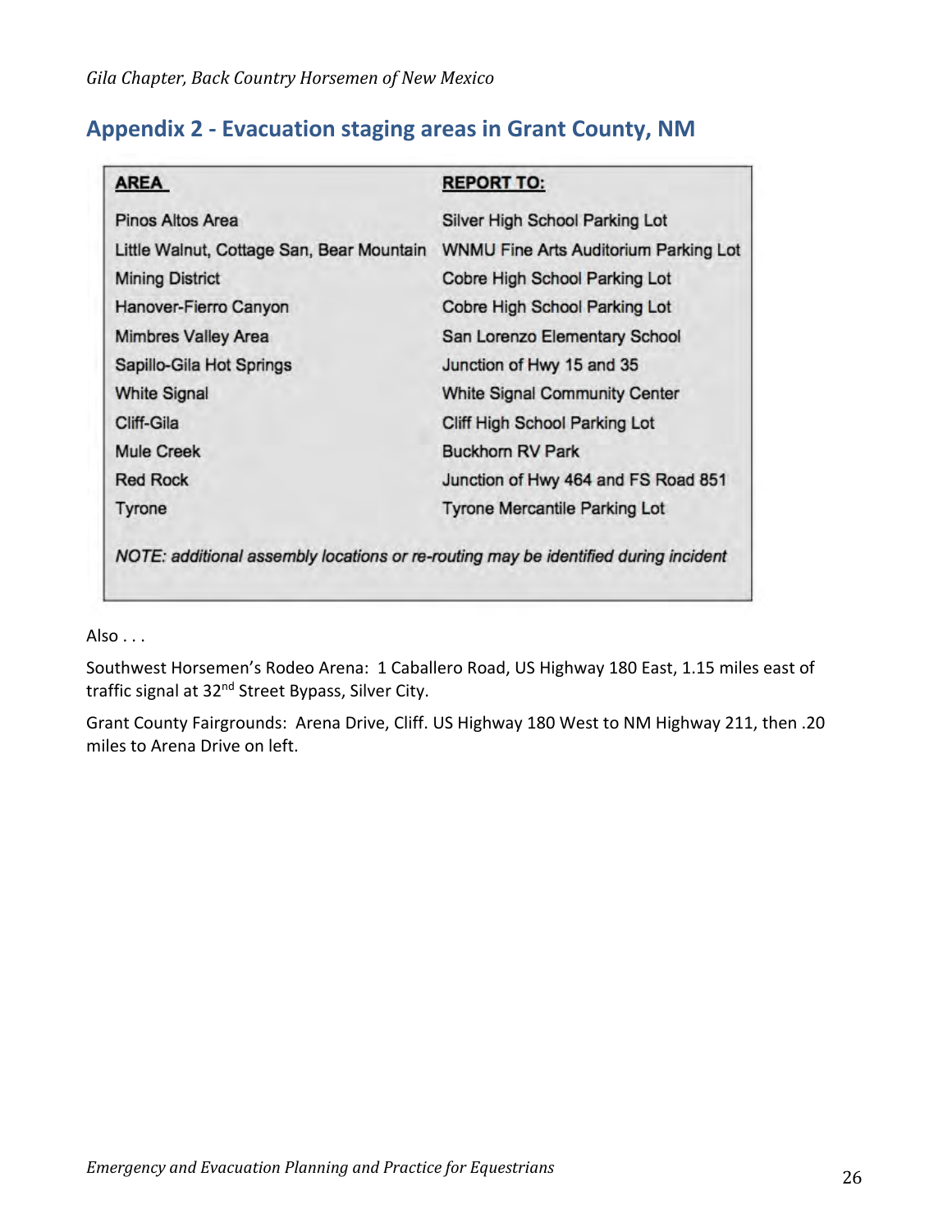## Appendix 2 - Evacuation staging areas in Grant County, NM

| AREA | REPORT TO: |
|---|---|
| Pinos Altos Area | Silver High School Parking Lot |
| Little Walnut, Cottage San, Bear Mountain | WNMU Fine Arts Auditorium Parking Lot |
| Mining District | Cobre High School Parking Lot |
| Hanover-Fierro Canyon | Cobre High School Parking Lot |
| Mimbres Valley Area | San Lorenzo Elementary School |
| Sapillo-Gila Hot Springs | Junction of Hwy 15 and 35 |
| White Signal | White Signal Community Center |
| Cliff-Gila | Cliff High School Parking Lot |
| Mule Creek | Buckhorn RV Park |
| Red Rock | Junction of Hwy 464 and FS Road 851 |
| Tyrone | Tyrone Mercantile Parking Lot |

*NOTE: additional assembly locations or re-routing may be identified during incident*

Also . . .

Southwest Horsemen's Rodeo Arena: 1 Caballero Road, US Highway 180 East, 1.15 miles east of traffic signal at 32nd Street Bypass, Silver City.

Grant County Fairgrounds: Arena Drive, Cliff. US Highway 180 West to NM Highway 211, then .20 miles to Arena Drive on left.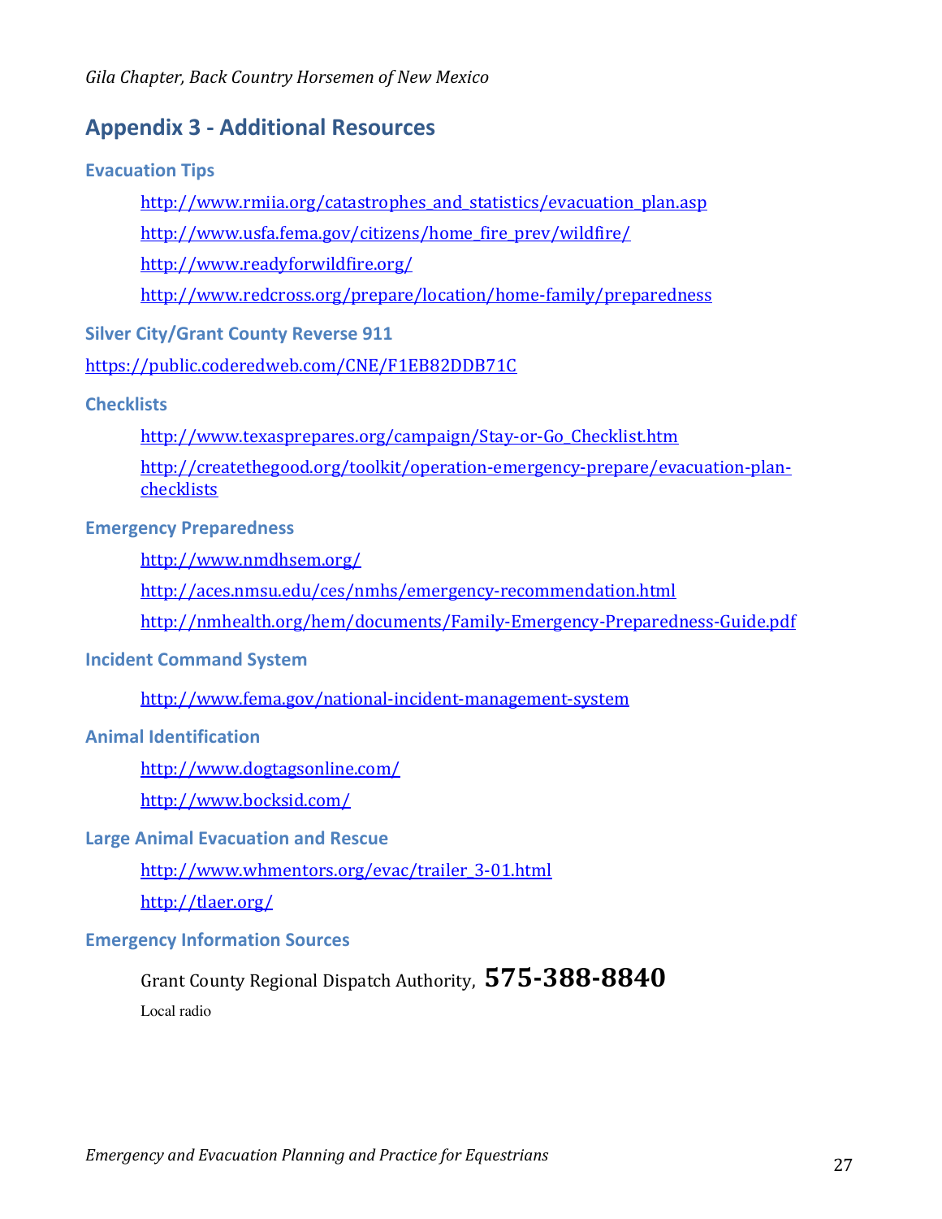## Appendix 3 - Additional Resources

### Evacuation Tips

http://www.rmiia.org/catastrophes_and_statistics/evacuation_plan.asp

http://www.usfa.fema.gov/citizens/home_fire_prev/wildfire/

http://www.readyforwildfire.org/

http://www.redcross.org/prepare/location/home-family/preparedness

### Silver City/Grant County Reverse 911

https://public.coderedweb.com/CNE/F1EB82DDB71C

### Checklists

http://www.texasprepares.org/campaign/Stay-or-Go_Checklist.htm

http://createthegood.org/toolkit/operation-emergency-prepare/evacuation-plan-checklists

### Emergency Preparedness

http://www.nmdhsem.org/

http://aces.nmsu.edu/ces/nmhs/emergency-recommendation.html

http://nmhealth.org/hem/documents/Family-Emergency-Preparedness-Guide.pdf

### Incident Command System

http://www.fema.gov/national-incident-management-system

### Animal Identification

http://www.dogtagsonline.com/

http://www.bocksid.com/

### Large Animal Evacuation and Rescue

http://www.whmentors.org/evac/trailer_3-01.html

http://tlaer.org/

### Emergency Information Sources

Grant County Regional Dispatch Authority, **575-388-8840**

Local radio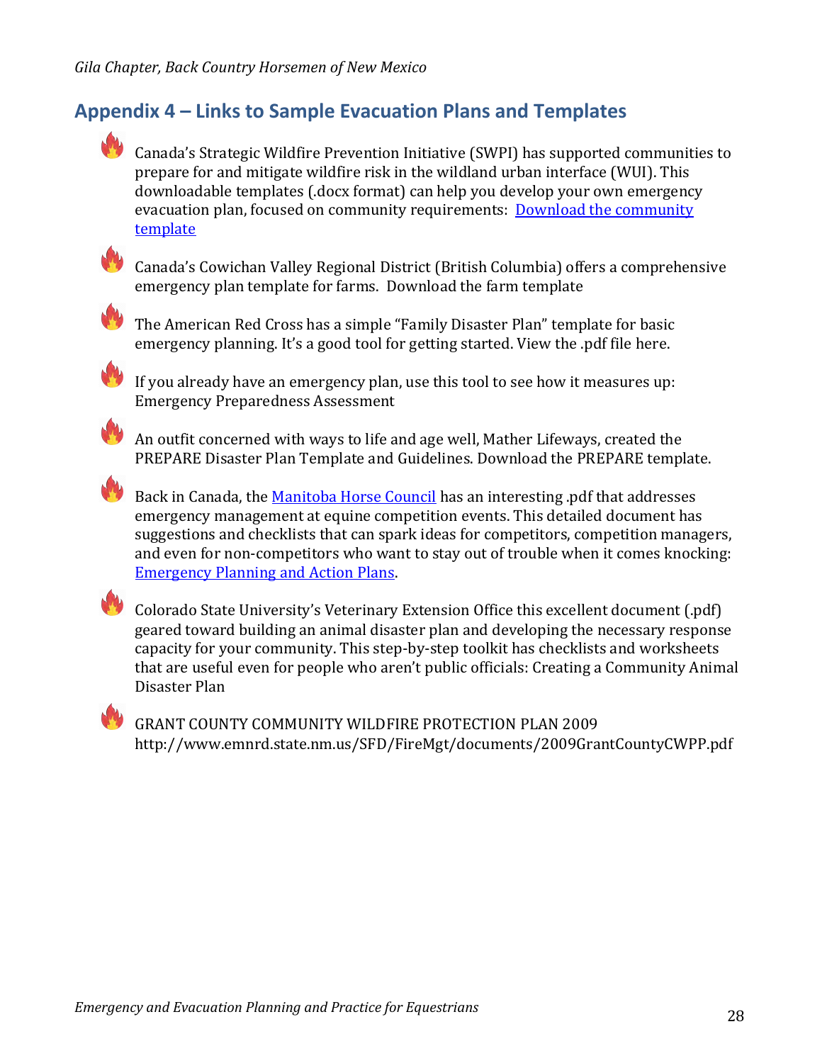## Appendix 4 – Links to Sample Evacuation Plans and Templates

- Canada's Strategic Wildfire Prevention Initiative (SWPI) has supported communities to prepare for and mitigate wildfire risk in the wildland urban interface (WUI). This downloadable templates (.docx format) can help you develop your own emergency evacuation plan, focused on community requirements: Download the community template

- Canada's Cowichan Valley Regional District (British Columbia) offers a comprehensive emergency plan template for farms. Download the farm template

- The American Red Cross has a simple "Family Disaster Plan" template for basic emergency planning. It's a good tool for getting started. View the .pdf file here.

- If you already have an emergency plan, use this tool to see how it measures up: Emergency Preparedness Assessment

- An outfit concerned with ways to life and age well, Mather Lifeways, created the PREPARE Disaster Plan Template and Guidelines. Download the PREPARE template.

- Back in Canada, the Manitoba Horse Council has an interesting .pdf that addresses emergency management at equine competition events. This detailed document has suggestions and checklists that can spark ideas for competitors, competition managers, and even for non-competitors who want to stay out of trouble when it comes knocking: Emergency Planning and Action Plans.

- Colorado State University's Veterinary Extension Office this excellent document (.pdf) geared toward building an animal disaster plan and developing the necessary response capacity for your community. This step-by-step toolkit has checklists and worksheets that are useful even for people who aren't public officials: Creating a Community Animal Disaster Plan

- GRANT COUNTY COMMUNITY WILDFIRE PROTECTION PLAN 2009
  http://www.emnrd.state.nm.us/SFD/FireMgt/documents/2009GrantCountyCWPP.pdf